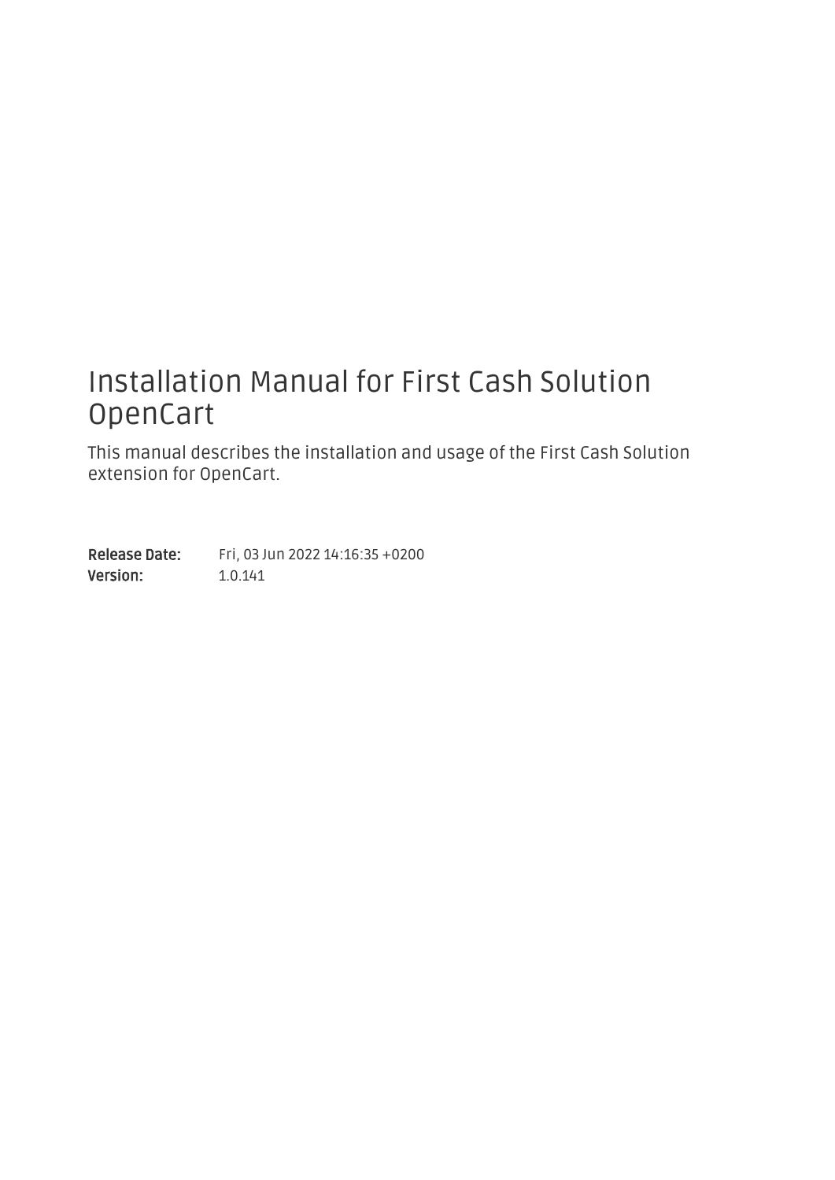# Installation Manual for First Cash Solution OpenCart

This manual describes the installation and usage of the First Cash Solution extension for OpenCart.

**Release Date:** Fri, 03 Jun 2022 14:16:35 +0200
**Version:** 1.0.141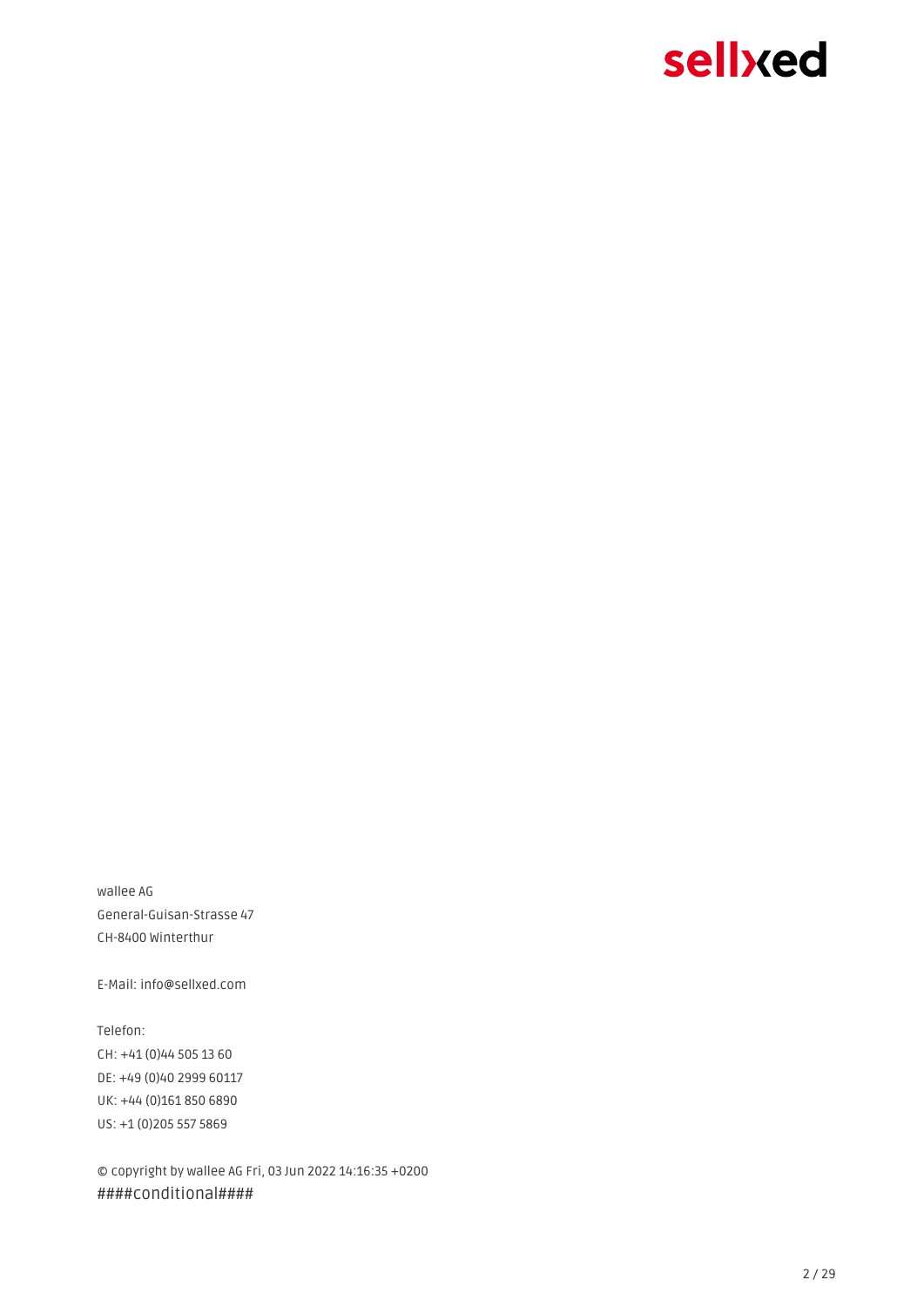wallee AG
General-Guisan-Strasse 47
CH-8400 Winterthur

E-Mail: info@sellxed.com

Telefon:
CH: +41 (0)44 505 13 60
DE: +49 (0)40 2999 60117
UK: +44 (0)161 850 6890
US: +1 (0)205 557 5869

© copyright by wallee AG Fri, 03 Jun 2022 14:16:35 +0200
####conditional####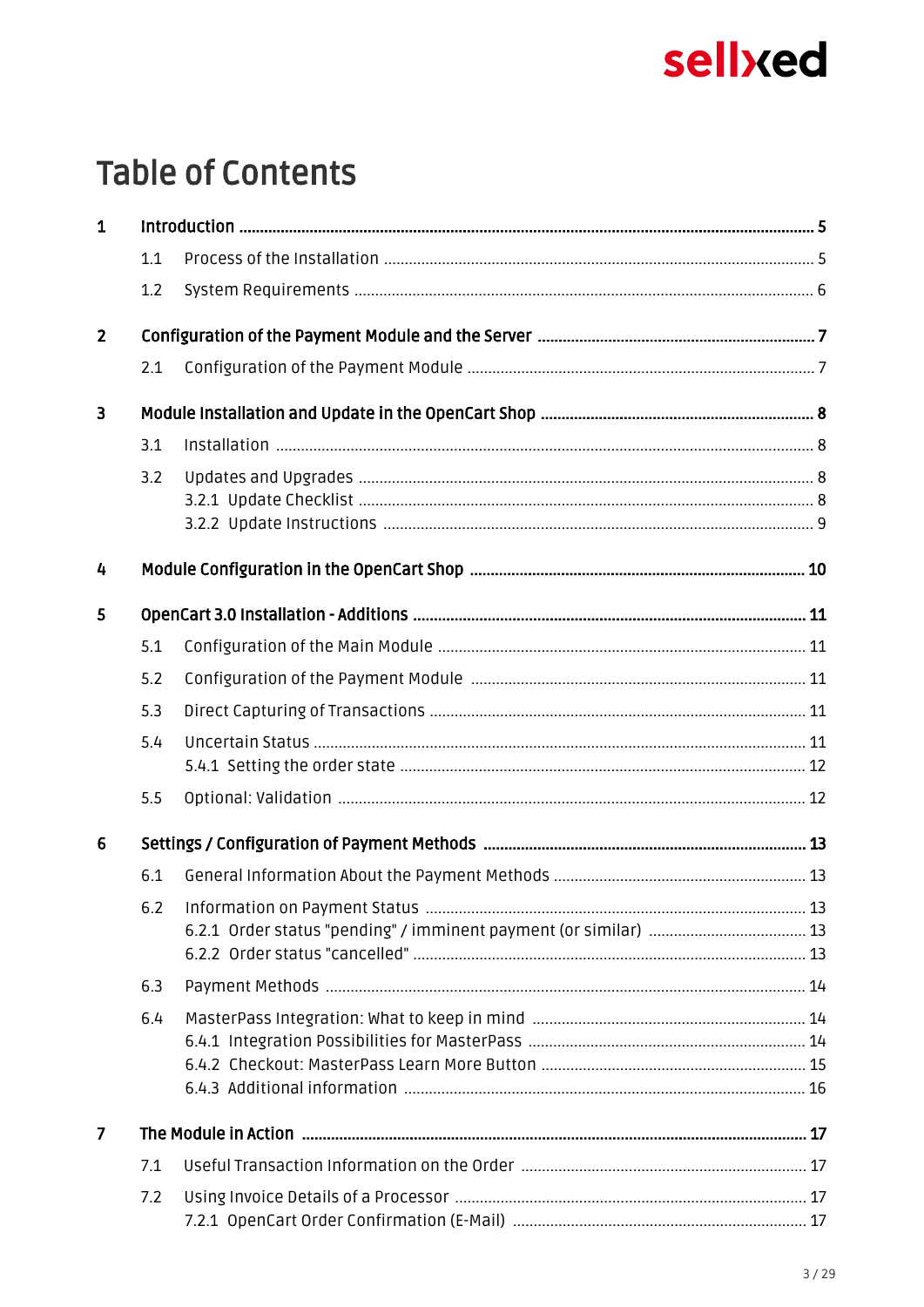# Table of Contents

**1 Introduction** ........ 5

- 1.1 Process of the Installation ........ 5
- 1.2 System Requirements ........ 6

**2 Configuration of the Payment Module and the Server** ........ 7

- 2.1 Configuration of the Payment Module ........ 7

**3 Module Installation and Update in the OpenCart Shop** ........ 8

- 3.1 Installation ........ 8
- 3.2 Updates and Upgrades ........ 8
  - 3.2.1 Update Checklist ........ 8
  - 3.2.2 Update Instructions ........ 9

**4 Module Configuration in the OpenCart Shop** ........ 10

**5 OpenCart 3.0 Installation - Additions** ........ 11

- 5.1 Configuration of the Main Module ........ 11
- 5.2 Configuration of the Payment Module ........ 11
- 5.3 Direct Capturing of Transactions ........ 11
- 5.4 Uncertain Status ........ 11
  - 5.4.1 Setting the order state ........ 12
- 5.5 Optional: Validation ........ 12

**6 Settings / Configuration of Payment Methods** ........ 13

- 6.1 General Information About the Payment Methods ........ 13
- 6.2 Information on Payment Status ........ 13
  - 6.2.1 Order status "pending" / imminent payment (or similar) ........ 13
  - 6.2.2 Order status "cancelled" ........ 13
- 6.3 Payment Methods ........ 14
- 6.4 MasterPass Integration: What to keep in mind ........ 14
  - 6.4.1 Integration Possibilities for MasterPass ........ 14
  - 6.4.2 Checkout: MasterPass Learn More Button ........ 15
  - 6.4.3 Additional information ........ 16

**7 The Module in Action** ........ 17

- 7.1 Useful Transaction Information on the Order ........ 17
- 7.2 Using Invoice Details of a Processor ........ 17
  - 7.2.1 OpenCart Order Confirmation (E-Mail) ........ 17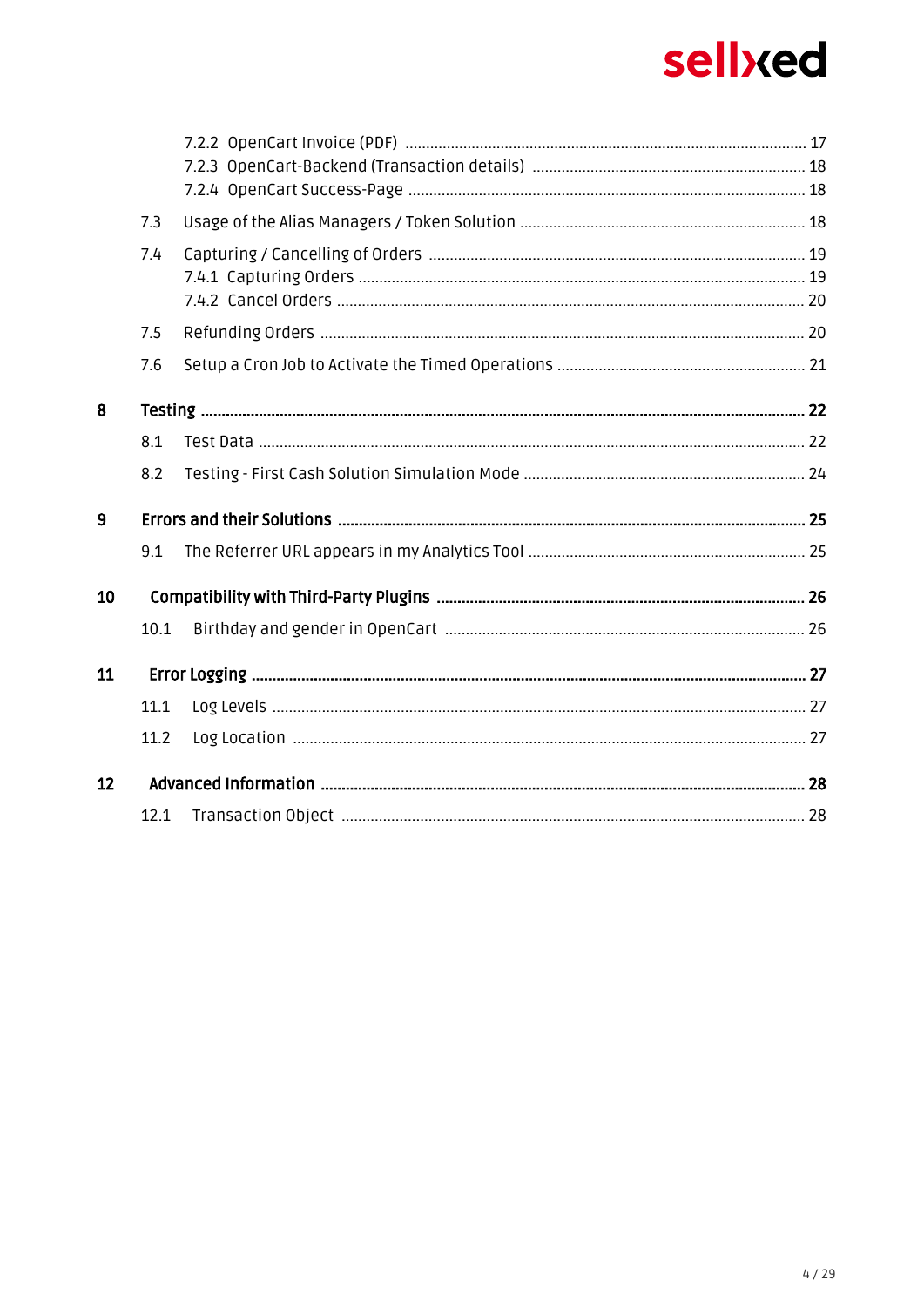- 7.2.2 OpenCart Invoice (PDF) ... 17
- 7.2.3 OpenCart-Backend (Transaction details) ... 18
- 7.2.4 OpenCart Success-Page ... 18
- 7.3 Usage of the Alias Managers / Token Solution ... 18
- 7.4 Capturing / Cancelling of Orders ... 19
  - 7.4.1 Capturing Orders ... 19
  - 7.4.2 Cancel Orders ... 20
- 7.5 Refunding Orders ... 20
- 7.6 Setup a Cron Job to Activate the Timed Operations ... 21

**8 Testing ... 22**

- 8.1 Test Data ... 22
- 8.2 Testing - First Cash Solution Simulation Mode ... 24

**9 Errors and their Solutions ... 25**

- 9.1 The Referrer URL appears in my Analytics Tool ... 25

**10 Compatibility with Third-Party Plugins ... 26**

- 10.1 Birthday and gender in OpenCart ... 26

**11 Error Logging ... 27**

- 11.1 Log Levels ... 27
- 11.2 Log Location ... 27

**12 Advanced Information ... 28**

- 12.1 Transaction Object ... 28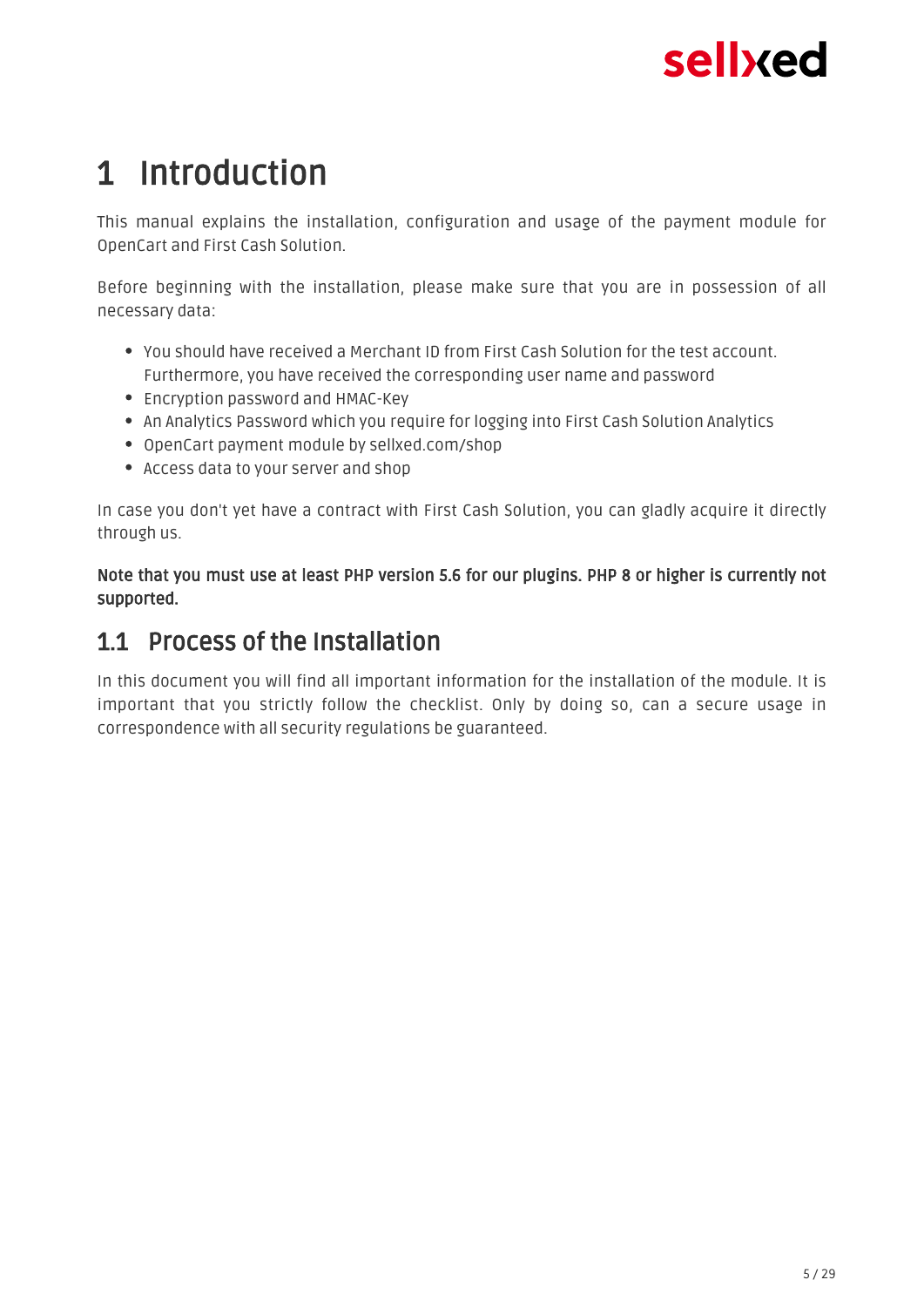# 1 Introduction

This manual explains the installation, configuration and usage of the payment module for OpenCart and First Cash Solution.

Before beginning with the installation, please make sure that you are in possession of all necessary data:

- You should have received a Merchant ID from First Cash Solution for the test account. Furthermore, you have received the corresponding user name and password
- Encryption password and HMAC-Key
- An Analytics Password which you require for logging into First Cash Solution Analytics
- OpenCart payment module by sellxed.com/shop
- Access data to your server and shop

In case you don't yet have a contract with First Cash Solution, you can gladly acquire it directly through us.

**Note that you must use at least PHP version 5.6 for our plugins. PHP 8 or higher is currently not supported.**

## 1.1 Process of the Installation

In this document you will find all important information for the installation of the module. It is important that you strictly follow the checklist. Only by doing so, can a secure usage in correspondence with all security regulations be guaranteed.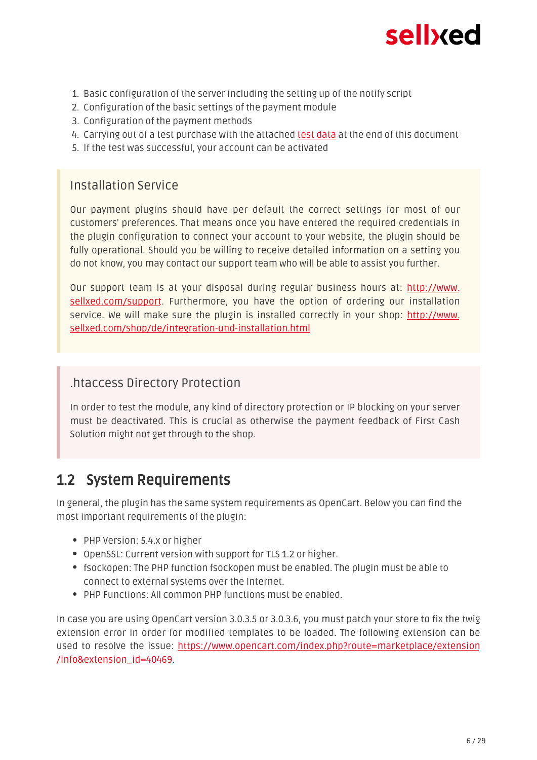1. Basic configuration of the server including the setting up of the notify script
2. Configuration of the basic settings of the payment module
3. Configuration of the payment methods
4. Carrying out of a test purchase with the attached [test data]() at the end of this document
5. If the test was successful, your account can be activated

### Installation Service

Our payment plugins should have per default the correct settings for most of our customers' preferences. That means once you have entered the required credentials in the plugin configuration to connect your account to your website, the plugin should be fully operational. Should you be willing to receive detailed information on a setting you do not know, you may contact our support team who will be able to assist you further.

Our support team is at your disposal during regular business hours at: [http://www.sellxed.com/support](http://www.sellxed.com/support). Furthermore, you have the option of ordering our installation service. We will make sure the plugin is installed correctly in your shop: [http://www.sellxed.com/shop/de/integration-und-installation.html](http://www.sellxed.com/shop/de/integration-und-installation.html)

### .htaccess Directory Protection

In order to test the module, any kind of directory protection or IP blocking on your server must be deactivated. This is crucial as otherwise the payment feedback of First Cash Solution might not get through to the shop.

## 1.2 System Requirements

In general, the plugin has the same system requirements as OpenCart. Below you can find the most important requirements of the plugin:

- PHP Version: 5.4.x or higher
- OpenSSL: Current version with support for TLS 1.2 or higher.
- fsockopen: The PHP function fsockopen must be enabled. The plugin must be able to connect to external systems over the Internet.
- PHP Functions: All common PHP functions must be enabled.

In case you are using OpenCart version 3.0.3.5 or 3.0.3.6, you must patch your store to fix the twig extension error in order for modified templates to be loaded. The following extension can be used to resolve the issue: [https://www.opencart.com/index.php?route=marketplace/extension/info&extension_id=40469](https://www.opencart.com/index.php?route=marketplace/extension/info&extension_id=40469).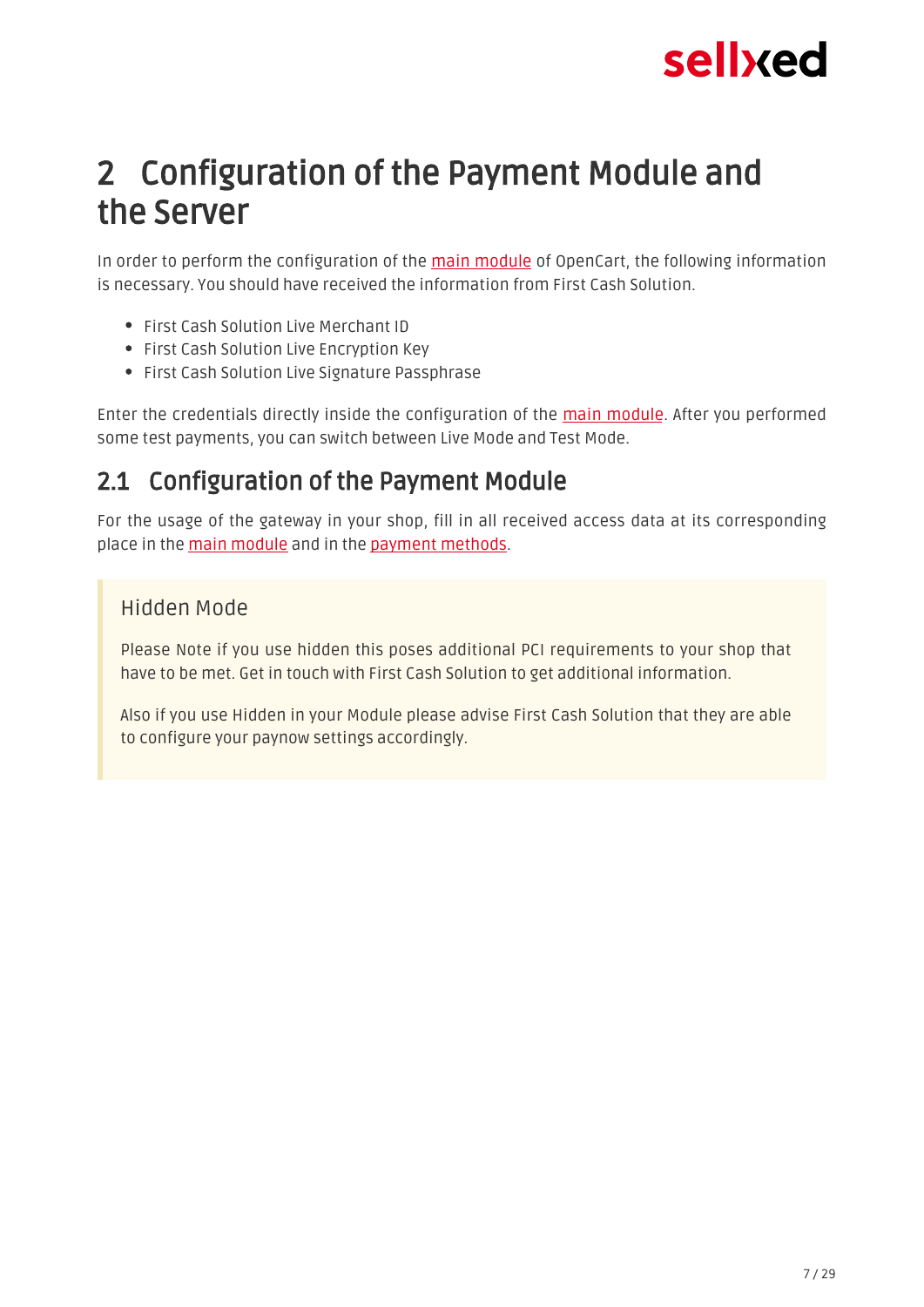# 2 Configuration of the Payment Module and the Server

In order to perform the configuration of the main module of OpenCart, the following information is necessary. You should have received the information from First Cash Solution.

- First Cash Solution Live Merchant ID
- First Cash Solution Live Encryption Key
- First Cash Solution Live Signature Passphrase

Enter the credentials directly inside the configuration of the main module. After you performed some test payments, you can switch between Live Mode and Test Mode.

## 2.1 Configuration of the Payment Module

For the usage of the gateway in your shop, fill in all received access data at its corresponding place in the main module and in the payment methods.

> Hidden Mode
>
> Please Note if you use hidden this poses additional PCI requirements to your shop that have to be met. Get in touch with First Cash Solution to get additional information.
>
> Also if you use Hidden in your Module please advise First Cash Solution that they are able to configure your paynow settings accordingly.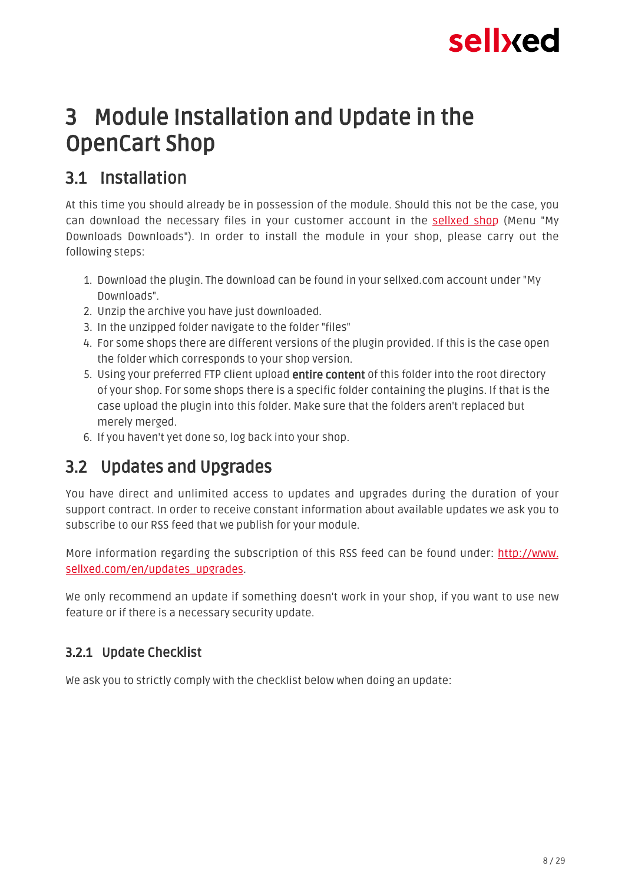# 3 Module Installation and Update in the OpenCart Shop

## 3.1 Installation

At this time you should already be in possession of the module. Should this not be the case, you can download the necessary files in your customer account in the [sellxed shop](https://www.sellxed.com) (Menu "My Downloads Downloads"). In order to install the module in your shop, please carry out the following steps:

1. Download the plugin. The download can be found in your sellxed.com account under "My Downloads".
2. Unzip the archive you have just downloaded.
3. In the unzipped folder navigate to the folder "files"
4. For some shops there are different versions of the plugin provided. If this is the case open the folder which corresponds to your shop version.
5. Using your preferred FTP client upload **entire content** of this folder into the root directory of your shop. For some shops there is a specific folder containing the plugins. If that is the case upload the plugin into this folder. Make sure that the folders aren't replaced but merely merged.
6. If you haven't yet done so, log back into your shop.

## 3.2 Updates and Upgrades

You have direct and unlimited access to updates and upgrades during the duration of your support contract. In order to receive constant information about available updates we ask you to subscribe to our RSS feed that we publish for your module.

More information regarding the subscription of this RSS feed can be found under: [http://www.sellxed.com/en/updates_upgrades](http://www.sellxed.com/en/updates_upgrades).

We only recommend an update if something doesn't work in your shop, if you want to use new feature or if there is a necessary security update.

### 3.2.1 Update Checklist

We ask you to strictly comply with the checklist below when doing an update: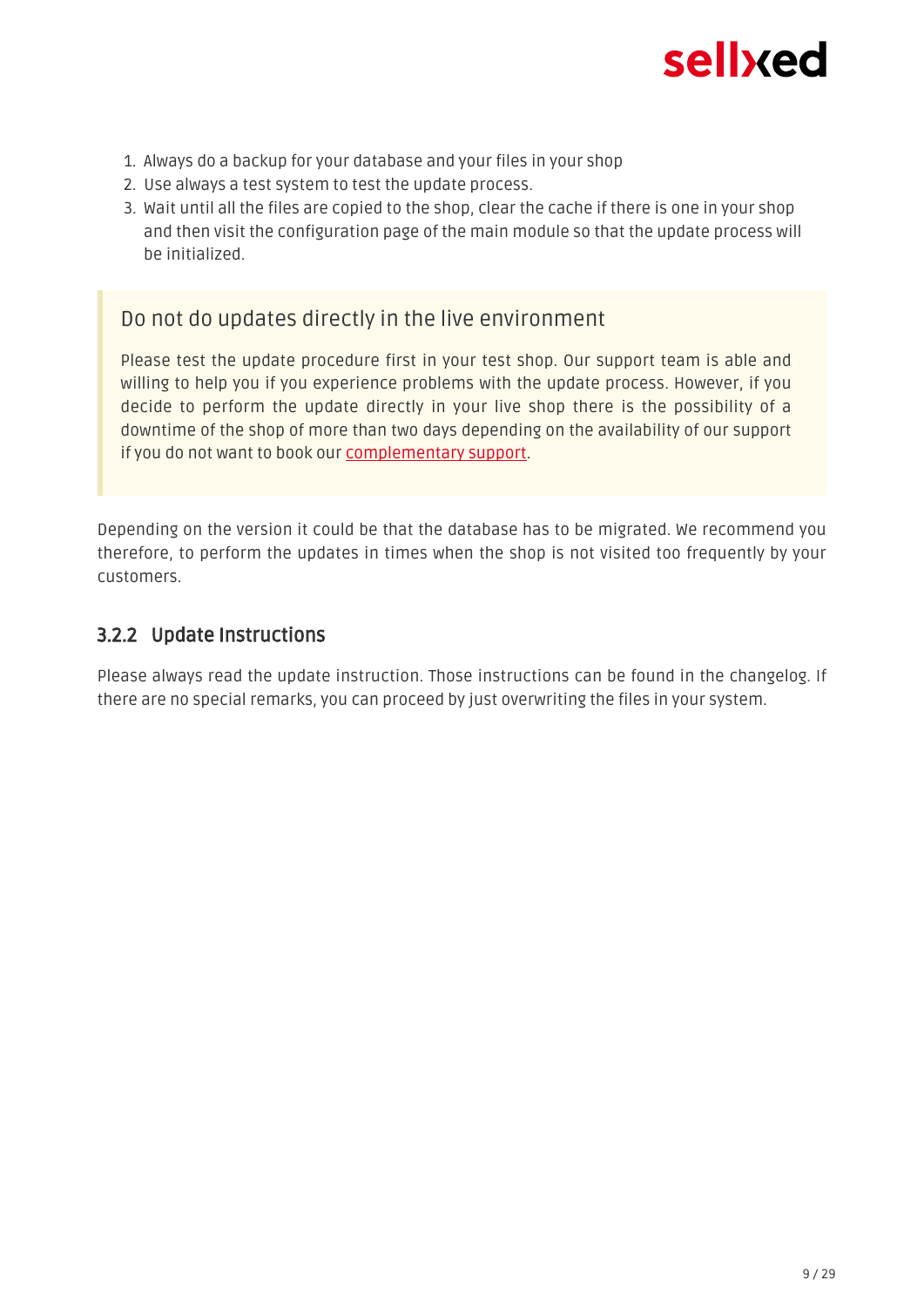1. Always do a backup for your database and your files in your shop
2. Use always a test system to test the update process.
3. Wait until all the files are copied to the shop, clear the cache if there is one in your shop and then visit the configuration page of the main module so that the update process will be initialized.

> **Do not do updates directly in the live environment**
>
> Please test the update procedure first in your test shop. Our support team is able and willing to help you if you experience problems with the update process. However, if you decide to perform the update directly in your live shop there is the possibility of a downtime of the shop of more than two days depending on the availability of our support if you do not want to book our complementary support.

Depending on the version it could be that the database has to be migrated. We recommend you therefore, to perform the updates in times when the shop is not visited too frequently by your customers.

### 3.2.2 Update Instructions

Please always read the update instruction. Those instructions can be found in the changelog. If there are no special remarks, you can proceed by just overwriting the files in your system.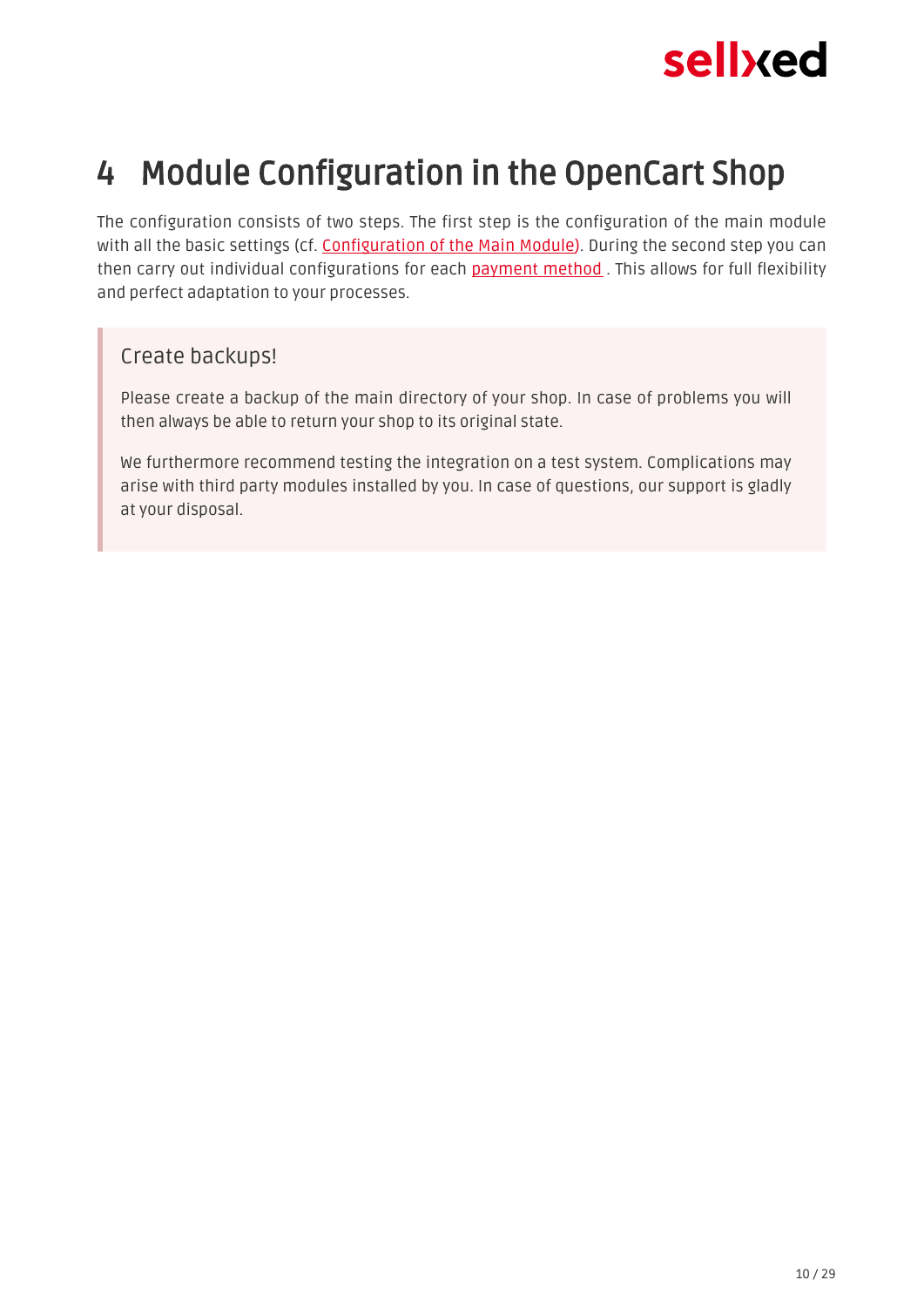# 4 Module Configuration in the OpenCart Shop

The configuration consists of two steps. The first step is the configuration of the main module with all the basic settings (cf. Configuration of the Main Module). During the second step you can then carry out individual configurations for each payment method . This allows for full flexibility and perfect adaptation to your processes.

> **Create backups!**
>
> Please create a backup of the main directory of your shop. In case of problems you will then always be able to return your shop to its original state.
>
> We furthermore recommend testing the integration on a test system. Complications may arise with third party modules installed by you. In case of questions, our support is gladly at your disposal.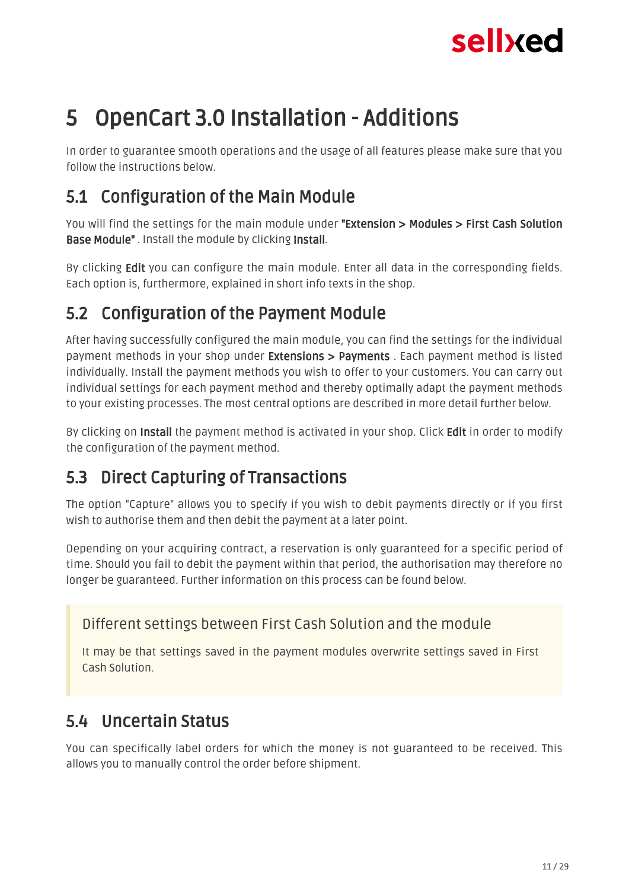# 5 OpenCart 3.0 Installation - Additions

In order to guarantee smooth operations and the usage of all features please make sure that you follow the instructions below.

## 5.1 Configuration of the Main Module

You will find the settings for the main module under **"Extension > Modules > First Cash Solution Base Module"** . Install the module by clicking **Install**.

By clicking **Edit** you can configure the main module. Enter all data in the corresponding fields. Each option is, furthermore, explained in short info texts in the shop.

## 5.2 Configuration of the Payment Module

After having successfully configured the main module, you can find the settings for the individual payment methods in your shop under **Extensions > Payments** . Each payment method is listed individually. Install the payment methods you wish to offer to your customers. You can carry out individual settings for each payment method and thereby optimally adapt the payment methods to your existing processes. The most central options are described in more detail further below.

By clicking on **Install** the payment method is activated in your shop. Click **Edit** in order to modify the configuration of the payment method.

## 5.3 Direct Capturing of Transactions

The option "Capture" allows you to specify if you wish to debit payments directly or if you first wish to authorise them and then debit the payment at a later point.

Depending on your acquiring contract, a reservation is only guaranteed for a specific period of time. Should you fail to debit the payment within that period, the authorisation may therefore no longer be guaranteed. Further information on this process can be found below.

> Different settings between First Cash Solution and the module
>
> It may be that settings saved in the payment modules overwrite settings saved in First Cash Solution.

## 5.4 Uncertain Status

You can specifically label orders for which the money is not guaranteed to be received. This allows you to manually control the order before shipment.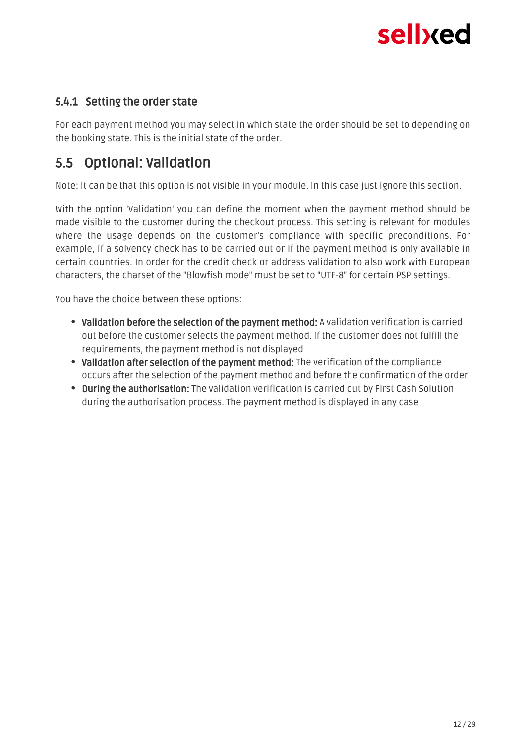### 5.4.1 Setting the order state

For each payment method you may select in which state the order should be set to depending on the booking state. This is the initial state of the order.

## 5.5 Optional: Validation

Note: It can be that this option is not visible in your module. In this case just ignore this section.

With the option 'Validation' you can define the moment when the payment method should be made visible to the customer during the checkout process. This setting is relevant for modules where the usage depends on the customer's compliance with specific preconditions. For example, if a solvency check has to be carried out or if the payment method is only available in certain countries. In order for the credit check or address validation to also work with European characters, the charset of the "Blowfish mode" must be set to "UTF-8" for certain PSP settings.

You have the choice between these options:

- **Validation before the selection of the payment method:** A validation verification is carried out before the customer selects the payment method. If the customer does not fulfill the requirements, the payment method is not displayed
- **Validation after selection of the payment method:** The verification of the compliance occurs after the selection of the payment method and before the confirmation of the order
- **During the authorisation:** The validation verification is carried out by First Cash Solution during the authorisation process. The payment method is displayed in any case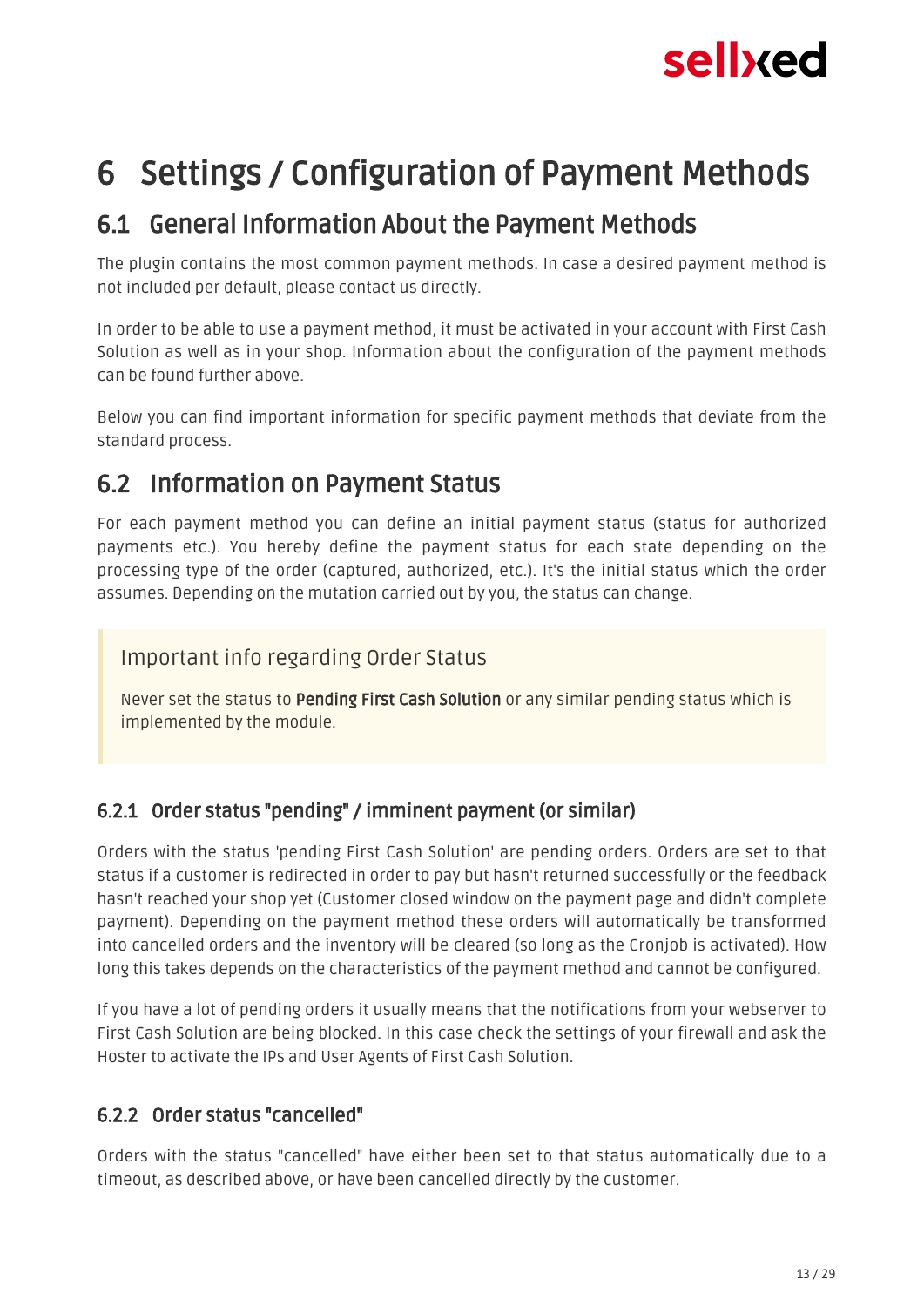# 6 Settings / Configuration of Payment Methods

## 6.1 General Information About the Payment Methods

The plugin contains the most common payment methods. In case a desired payment method is not included per default, please contact us directly.

In order to be able to use a payment method, it must be activated in your account with First Cash Solution as well as in your shop. Information about the configuration of the payment methods can be found further above.

Below you can find important information for specific payment methods that deviate from the standard process.

## 6.2 Information on Payment Status

For each payment method you can define an initial payment status (status for authorized payments etc.). You hereby define the payment status for each state depending on the processing type of the order (captured, authorized, etc.). It's the initial status which the order assumes. Depending on the mutation carried out by you, the status can change.

> Important info regarding Order Status
>
> Never set the status to **Pending First Cash Solution** or any similar pending status which is implemented by the module.

### 6.2.1 Order status "pending" / imminent payment (or similar)

Orders with the status 'pending First Cash Solution' are pending orders. Orders are set to that status if a customer is redirected in order to pay but hasn't returned successfully or the feedback hasn't reached your shop yet (Customer closed window on the payment page and didn't complete payment). Depending on the payment method these orders will automatically be transformed into cancelled orders and the inventory will be cleared (so long as the Cronjob is activated). How long this takes depends on the characteristics of the payment method and cannot be configured.

If you have a lot of pending orders it usually means that the notifications from your webserver to First Cash Solution are being blocked. In this case check the settings of your firewall and ask the Hoster to activate the IPs and User Agents of First Cash Solution.

### 6.2.2 Order status "cancelled"

Orders with the status "cancelled" have either been set to that status automatically due to a timeout, as described above, or have been cancelled directly by the customer.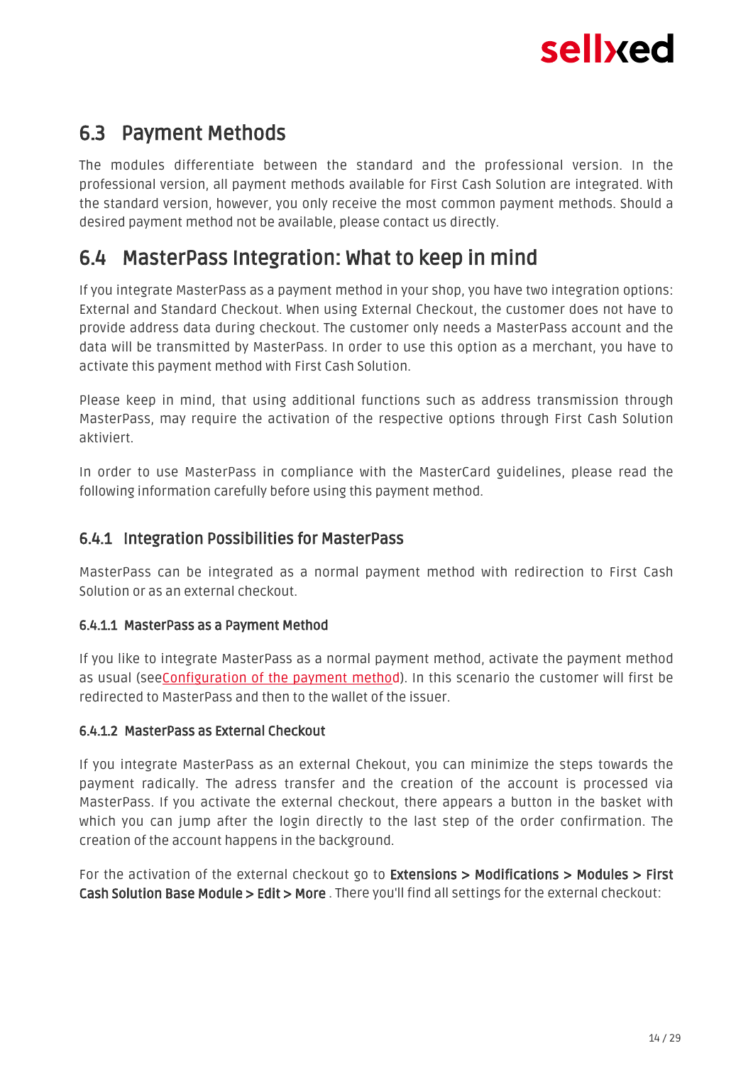## 6.3 Payment Methods

The modules differentiate between the standard and the professional version. In the professional version, all payment methods available for First Cash Solution are integrated. With the standard version, however, you only receive the most common payment methods. Should a desired payment method not be available, please contact us directly.

## 6.4 MasterPass Integration: What to keep in mind

If you integrate MasterPass as a payment method in your shop, you have two integration options: External and Standard Checkout. When using External Checkout, the customer does not have to provide address data during checkout. The customer only needs a MasterPass account and the data will be transmitted by MasterPass. In order to use this option as a merchant, you have to activate this payment method with First Cash Solution.

Please keep in mind, that using additional functions such as address transmission through MasterPass, may require the activation of the respective options through First Cash Solution aktiviert.

In order to use MasterPass in compliance with the MasterCard guidelines, please read the following information carefully before using this payment method.

### 6.4.1 Integration Possibilities for MasterPass

MasterPass can be integrated as a normal payment method with redirection to First Cash Solution or as an external checkout.

#### 6.4.1.1 MasterPass as a Payment Method

If you like to integrate MasterPass as a normal payment method, activate the payment method as usual (seeConfiguration of the payment method). In this scenario the customer will first be redirected to MasterPass and then to the wallet of the issuer.

#### 6.4.1.2 MasterPass as External Checkout

If you integrate MasterPass as an external Chekout, you can minimize the steps towards the payment radically. The adress transfer and the creation of the account is processed via MasterPass. If you activate the external checkout, there appears a button in the basket with which you can jump after the login directly to the last step of the order confirmation. The creation of the account happens in the background.

For the activation of the external checkout go to **Extensions > Modifications > Modules > First Cash Solution Base Module > Edit > More** . There you'll find all settings for the external checkout: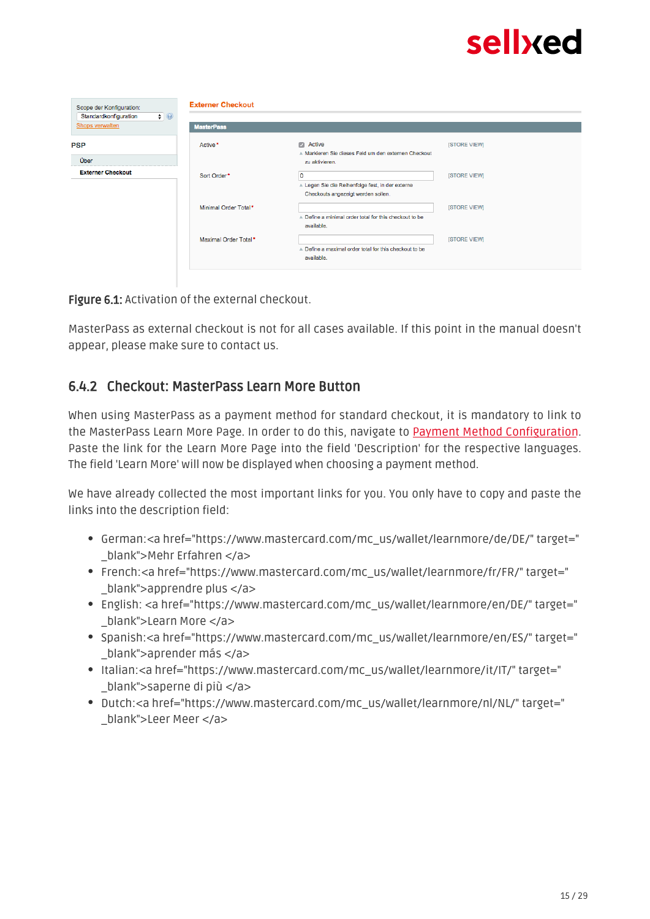**Figure 6.1:** Activation of the external checkout.

MasterPass as external checkout is not for all cases available. If this point in the manual doesn't appear, please make sure to contact us.

### 6.4.2 Checkout: MasterPass Learn More Button

When using MasterPass as a payment method for standard checkout, it is mandatory to link to the MasterPass Learn More Page. In order to do this, navigate to Payment Method Configuration. Paste the link for the Learn More Page into the field 'Description' for the respective languages. The field 'Learn More' will now be displayed when choosing a payment method.

We have already collected the most important links for you. You only have to copy and paste the links into the description field:

- German:<a href="https://www.mastercard.com/mc_us/wallet/learnmore/de/DE/" target="_blank">Mehr Erfahren </a>
- French:<a href="https://www.mastercard.com/mc_us/wallet/learnmore/fr/FR/" target="_blank">apprendre plus </a>
- English: <a href="https://www.mastercard.com/mc_us/wallet/learnmore/en/DE/" target="_blank">Learn More </a>
- Spanish:<a href="https://www.mastercard.com/mc_us/wallet/learnmore/en/ES/" target="_blank">aprender más </a>
- Italian:<a href="https://www.mastercard.com/mc_us/wallet/learnmore/it/IT/" target="_blank">saperne di più </a>
- Dutch:<a href="https://www.mastercard.com/mc_us/wallet/learnmore/nl/NL/" target="_blank">Leer Meer </a>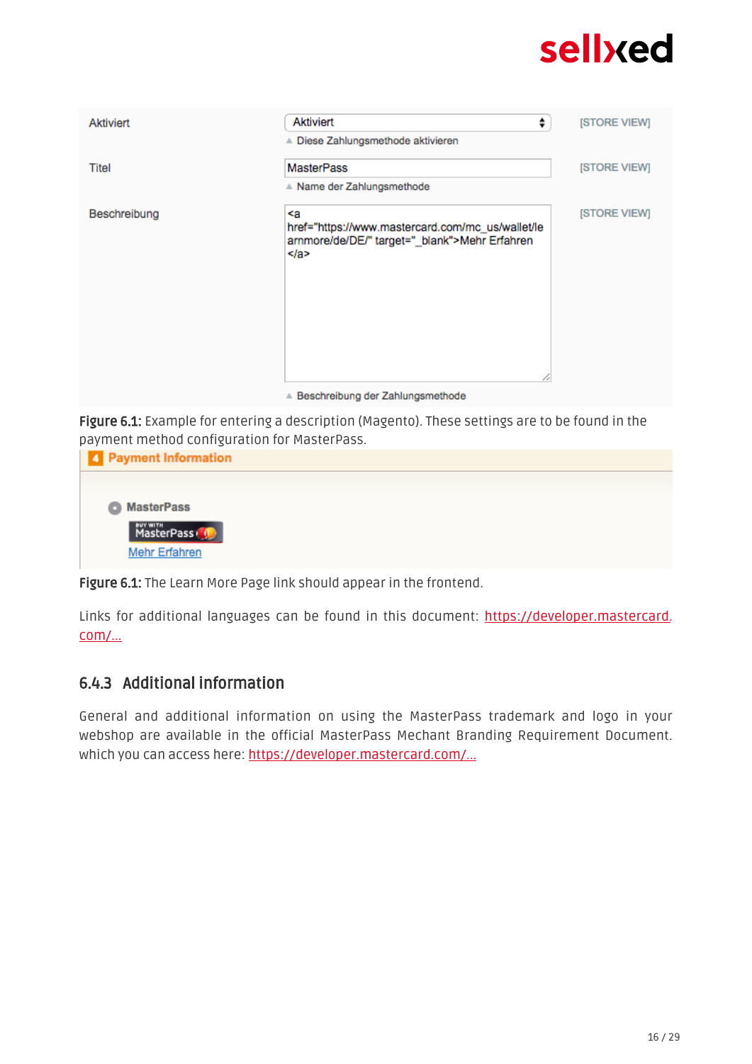| Aktiviert | Aktiviert | [STORE VIEW] |
| --- | --- | --- |
| | Diese Zahlungsmethode aktivieren | |
| Titel | MasterPass | [STORE VIEW] |
| | Name der Zahlungsmethode | |
| Beschreibung | <a href="https://www.mastercard.com/mc_us/wallet/learnmore/de/DE/" target="_blank">Mehr Erfahren </a> | [STORE VIEW] |
| | Beschreibung der Zahlungsmethode | |

**Figure 6.1:** Example for entering a description (Magento). These settings are to be found in the payment method configuration for MasterPass.

4 Payment Information

MasterPass

BUY WITH MasterPass

Mehr Erfahren

**Figure 6.1:** The Learn More Page link should appear in the frontend.

Links for additional languages can be found in this document: [https://developer.mastercard.com/...](https://developer.mastercard.com/...)

### 6.4.3 Additional information

General and additional information on using the MasterPass trademark and logo in your webshop are available in the official MasterPass Mechant Branding Requirement Document. which you can access here: [https://developer.mastercard.com/...](https://developer.mastercard.com/...)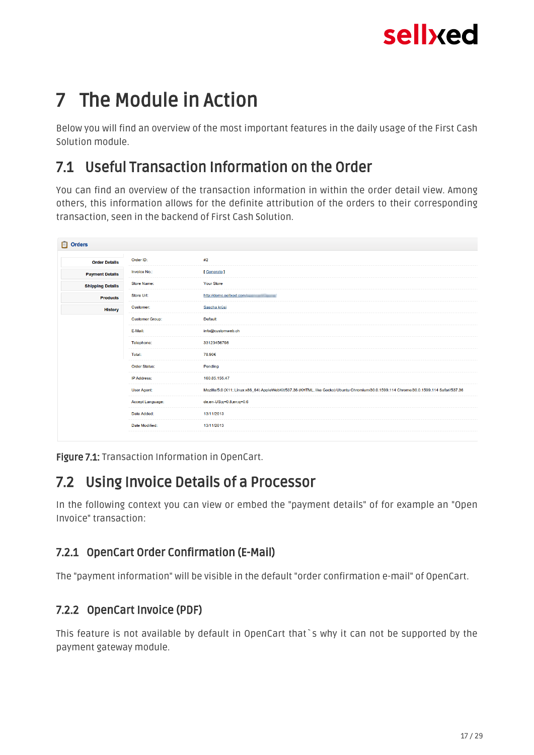# 7 The Module in Action

Below you will find an overview of the most important features in the daily usage of the First Cash Solution module.

## 7.1 Useful Transaction Information on the Order

You can find an overview of the transaction information in within the order detail view. Among others, this information allows for the definite attribution of the orders to their corresponding transaction, seen in the backend of First Cash Solution.

**Figure 7.1:** Transaction Information in OpenCart.

## 7.2 Using Invoice Details of a Processor

In the following context you can view or embed the "payment details" of for example an "Open Invoice" transaction:

### 7.2.1 OpenCart Order Confirmation (E-Mail)

The "payment information" will be visible in the default "order confirmation e-mail" of OpenCart.

### 7.2.2 OpenCart Invoice (PDF)

This feature is not available by default in OpenCart that`s why it can not be supported by the payment gateway module.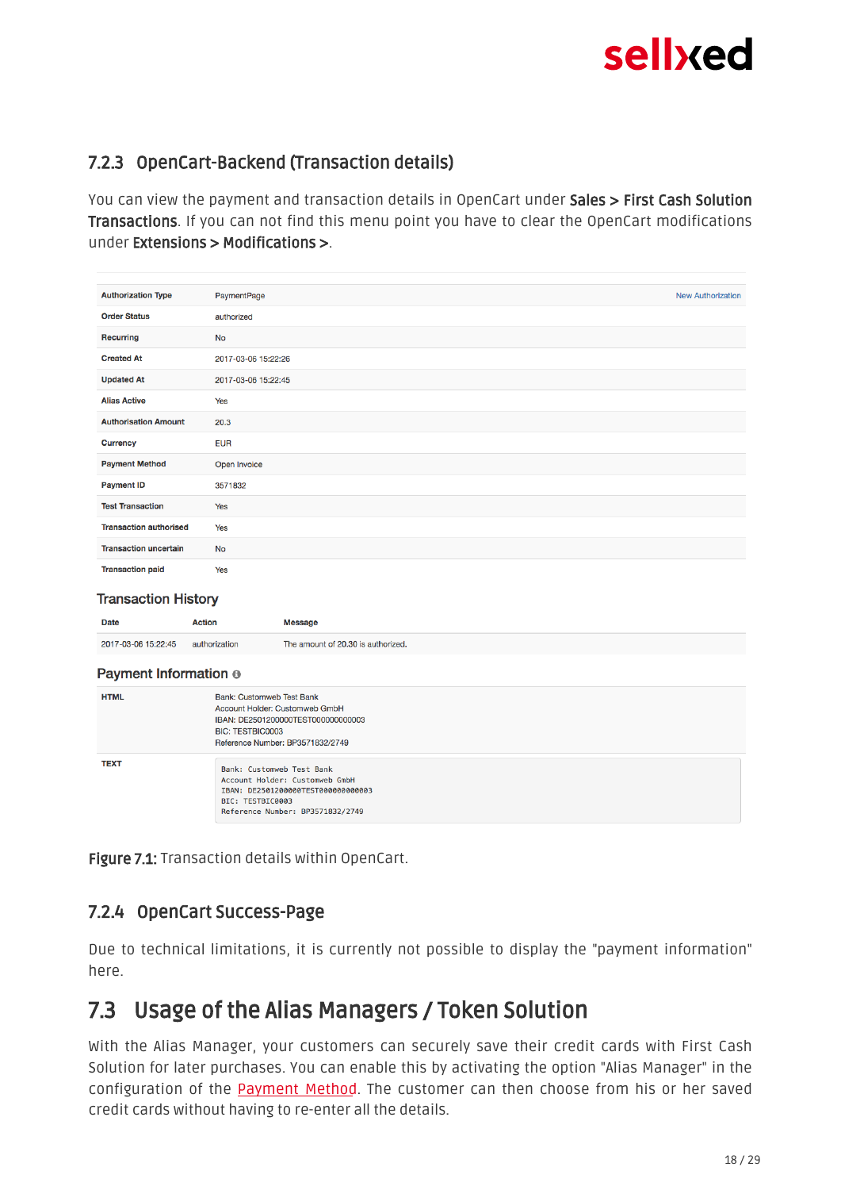### 7.2.3 OpenCart-Backend (Transaction details)

You can view the payment and transaction details in OpenCart under **Sales > First Cash Solution Transactions**. If you can not find this menu point you have to clear the OpenCart modifications under **Extensions > Modifications >**.

| | | |
|---|---|---|
| **Authorization Type** | PaymentPage | New Authorization |
| **Order Status** | authorized | |
| **Recurring** | No | |
| **Created At** | 2017-03-06 15:22:26 | |
| **Updated At** | 2017-03-06 15:22:45 | |
| **Alias Active** | Yes | |
| **Authorisation Amount** | 20.3 | |
| **Currency** | EUR | |
| **Payment Method** | Open Invoice | |
| **Payment ID** | 3571832 | |
| **Test Transaction** | Yes | |
| **Transaction authorised** | Yes | |
| **Transaction uncertain** | No | |
| **Transaction paid** | Yes | |

**Transaction History**

| Date | Action | Message |
|---|---|---|
| 2017-03-06 15:22:45 | authorization | The amount of 20.30 is authorized. |

**Payment Information**

| | |
|---|---|
| **HTML** | Bank: Customweb Test Bank<br>Account Holder: Customweb GmbH<br>IBAN: DE2501200000TEST000000000003<br>BIC: TESTBIC0003<br>Reference Number: BP3571832/2749 |
| **TEXT** | Bank: Customweb Test Bank<br>Account Holder: Customweb GmbH<br>IBAN: DE2501200000TEST000000000003<br>BIC: TESTBIC0003<br>Reference Number: BP3571832/2749 |

**Figure 7.1:** Transaction details within OpenCart.

### 7.2.4 OpenCart Success-Page

Due to technical limitations, it is currently not possible to display the "payment information" here.

## 7.3 Usage of the Alias Managers / Token Solution

With the Alias Manager, your customers can securely save their credit cards with First Cash Solution for later purchases. You can enable this by activating the option "Alias Manager" in the configuration of the Payment Method. The customer can then choose from his or her saved credit cards without having to re-enter all the details.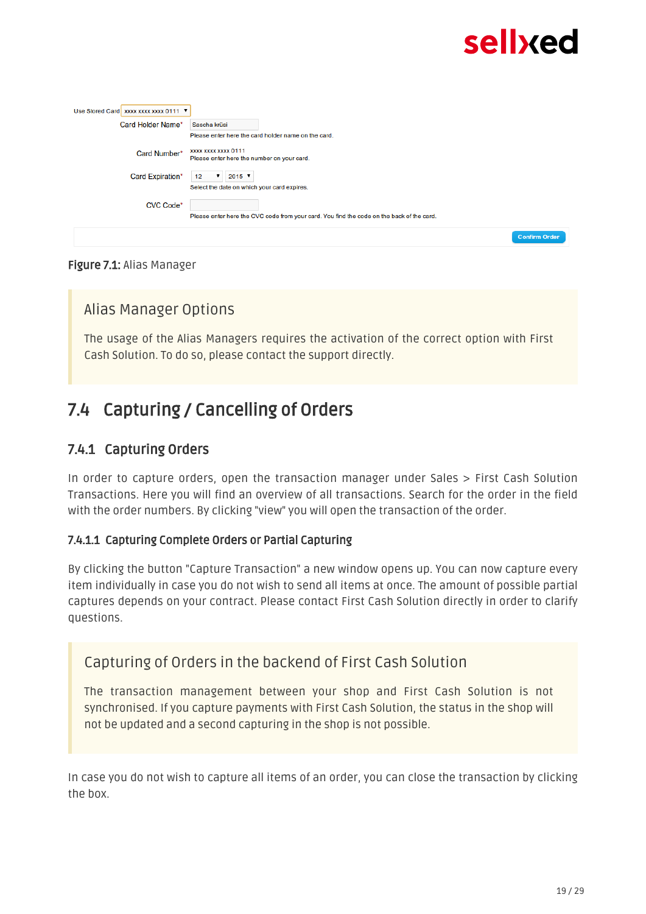Figure 7.1: Alias Manager

> **Alias Manager Options**
>
> The usage of the Alias Managers requires the activation of the correct option with First Cash Solution. To do so, please contact the support directly.

## 7.4 Capturing / Cancelling of Orders

### 7.4.1 Capturing Orders

In order to capture orders, open the transaction manager under Sales > First Cash Solution Transactions. Here you will find an overview of all transactions. Search for the order in the field with the order numbers. By clicking "view" you will open the transaction of the order.

#### 7.4.1.1 Capturing Complete Orders or Partial Capturing

By clicking the button "Capture Transaction" a new window opens up. You can now capture every item individually in case you do not wish to send all items at once. The amount of possible partial captures depends on your contract. Please contact First Cash Solution directly in order to clarify questions.

> **Capturing of Orders in the backend of First Cash Solution**
>
> The transaction management between your shop and First Cash Solution is not synchronised. If you capture payments with First Cash Solution, the status in the shop will not be updated and a second capturing in the shop is not possible.

In case you do not wish to capture all items of an order, you can close the transaction by clicking the box.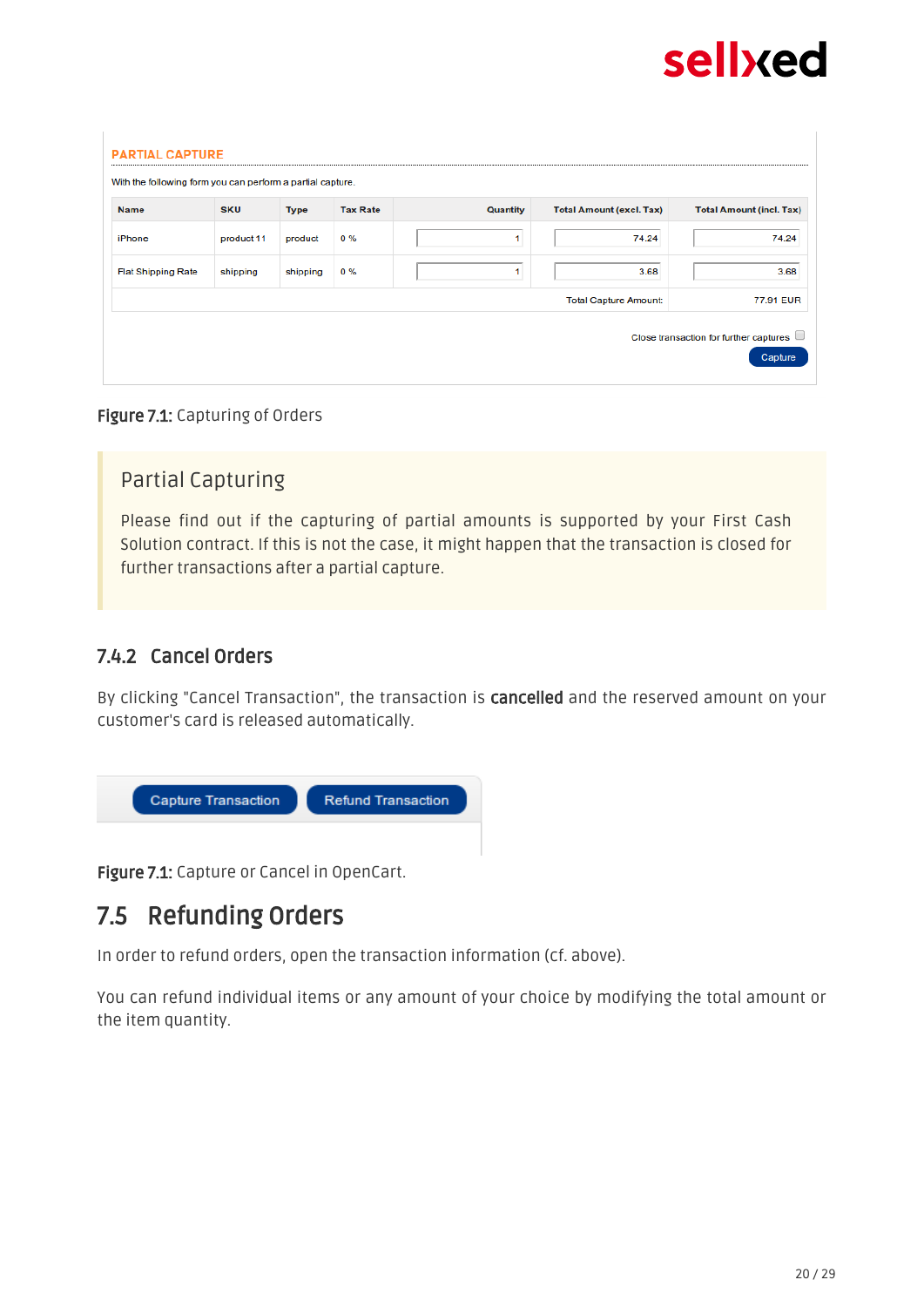**PARTIAL CAPTURE**

With the following form you can perform a partial capture.

| Name | SKU | Type | Tax Rate | Quantity | Total Amount (excl. Tax) | Total Amount (incl. Tax) |
|---|---|---|---|---|---|---|
| iPhone | product 11 | product | 0 % | 1 | 74.24 | 74.24 |
| Flat Shipping Rate | shipping | shipping | 0 % | 1 | 3.68 | 3.68 |
| | | | | | Total Capture Amount: | 77.91 EUR |

Close transaction for further captures

Capture

**Figure 7.1:** Capturing of Orders

> **Partial Capturing**
>
> Please find out if the capturing of partial amounts is supported by your First Cash Solution contract. If this is not the case, it might happen that the transaction is closed for further transactions after a partial capture.

### 7.4.2 Cancel Orders

By clicking "Cancel Transaction", the transaction is **cancelled** and the reserved amount on your customer's card is released automatically.

Capture Transaction | Refund Transaction

**Figure 7.1:** Capture or Cancel in OpenCart.

## 7.5 Refunding Orders

In order to refund orders, open the transaction information (cf. above).

You can refund individual items or any amount of your choice by modifying the total amount or the item quantity.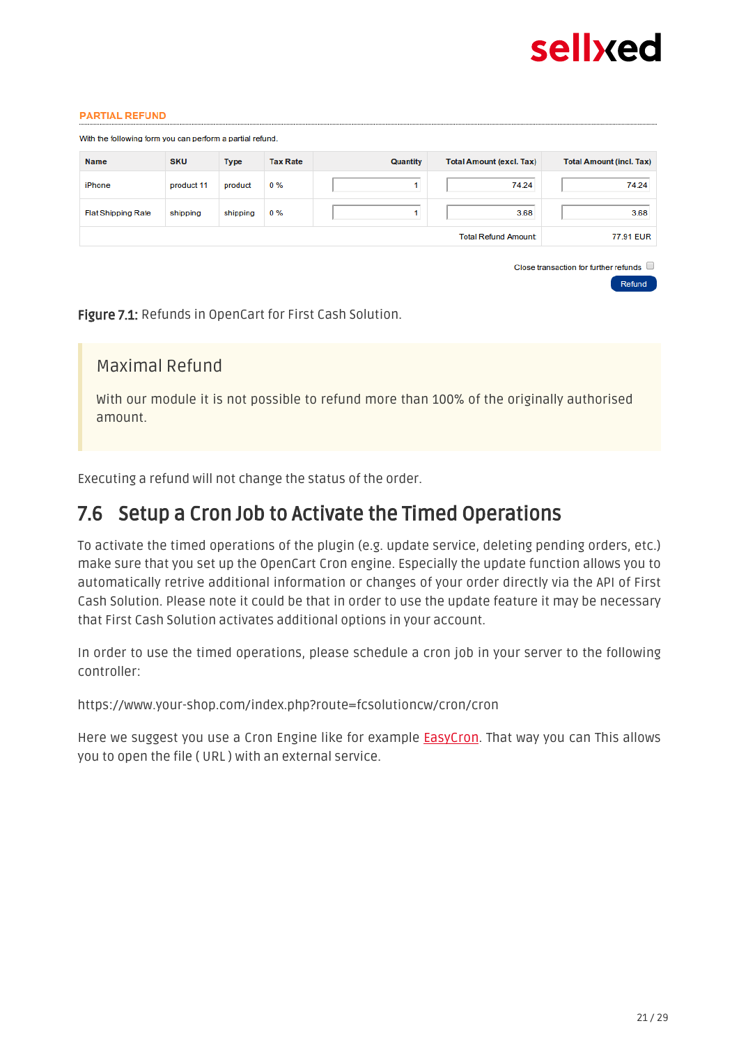PARTIAL REFUND

With the following form you can perform a partial refund.

| Name | SKU | Type | Tax Rate | Quantity | Total Amount (excl. Tax) | Total Amount (incl. Tax) |
|---|---|---|---|---|---|---|
| iPhone | product 11 | product | 0 % | 1 | 74.24 | 74.24 |
| Flat Shipping Rate | shipping | shipping | 0 % | 1 | 3.68 | 3.68 |
| | | | | | Total Refund Amount | 77.91 EUR |

Close transaction for further refunds

Refund

**Figure 7.1:** Refunds in OpenCart for First Cash Solution.

> **Maximal Refund**
>
> With our module it is not possible to refund more than 100% of the originally authorised amount.

Executing a refund will not change the status of the order.

## 7.6 Setup a Cron Job to Activate the Timed Operations

To activate the timed operations of the plugin (e.g. update service, deleting pending orders, etc.) make sure that you set up the OpenCart Cron engine. Especially the update function allows you to automatically retrive additional information or changes of your order directly via the API of First Cash Solution. Please note it could be that in order to use the update feature it may be necessary that First Cash Solution activates additional options in your account.

In order to use the timed operations, please schedule a cron job in your server to the following controller:

https://www.your-shop.com/index.php?route=fcsolutioncw/cron/cron

Here we suggest you use a Cron Engine like for example EasyCron. That way you can This allows you to open the file ( URL ) with an external service.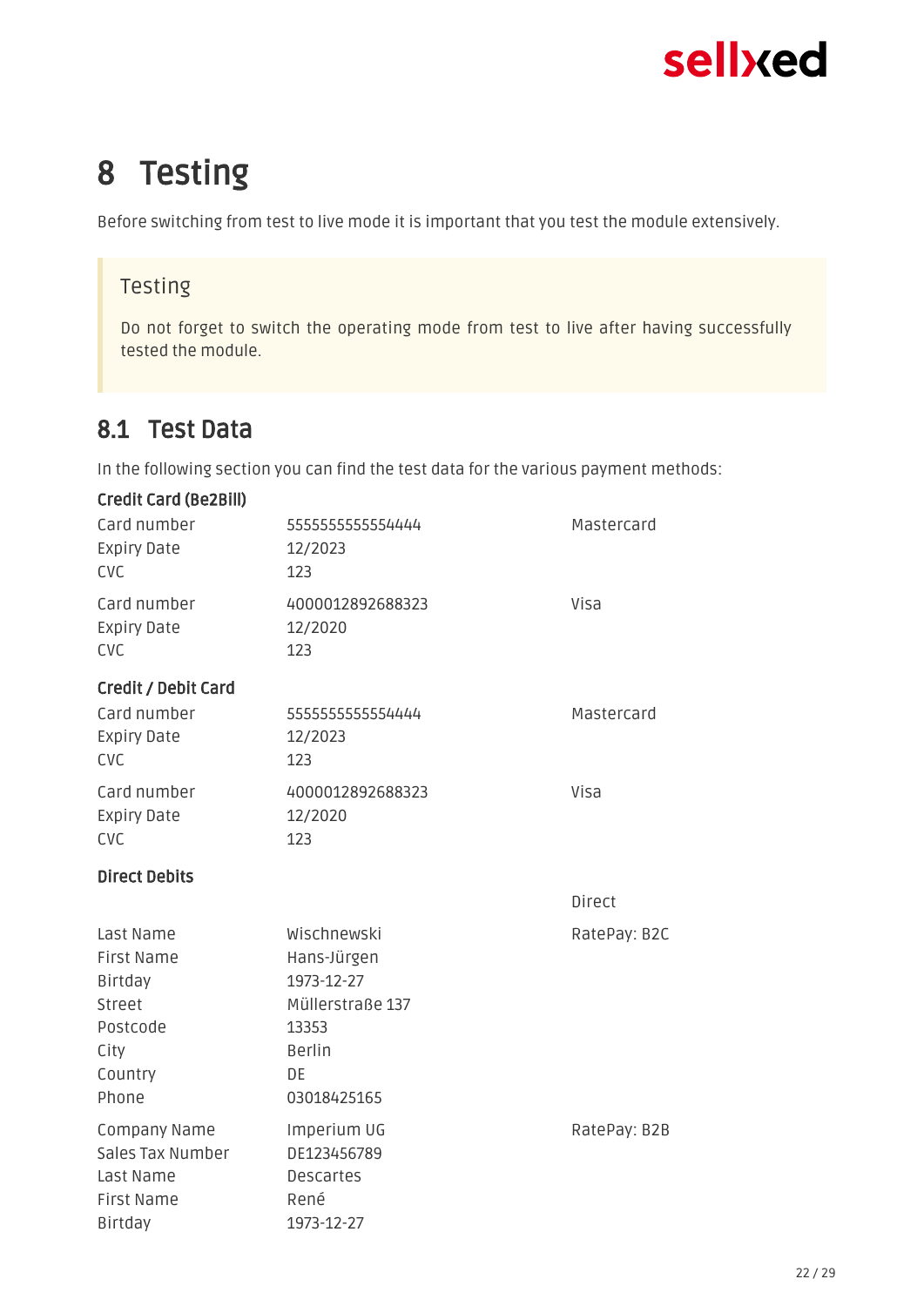# 8 Testing

Before switching from test to live mode it is important that you test the module extensively.

> **Testing**
>
> Do not forget to switch the operating mode from test to live after having successfully tested the module.

## 8.1 Test Data

In the following section you can find the test data for the various payment methods:

**Credit Card (Be2Bill)**

| | | |
|---|---|---|
| Card number | 5555555555554444 | Mastercard |
| Expiry Date | 12/2023 | |
| CVC | 123 | |
| Card number | 4000012892688323 | Visa |
| Expiry Date | 12/2020 | |
| CVC | 123 | |

**Credit / Debit Card**

| | | |
|---|---|---|
| Card number | 5555555555554444 | Mastercard |
| Expiry Date | 12/2023 | |
| CVC | 123 | |
| Card number | 4000012892688323 | Visa |
| Expiry Date | 12/2020 | |
| CVC | 123 | |

**Direct Debits**

| | | |
|---|---|---|
| | | Direct |
| Last Name | Wischnewski | RatePay: B2C |
| First Name | Hans-Jürgen | |
| Birtday | 1973-12-27 | |
| Street | Müllerstraße 137 | |
| Postcode | 13353 | |
| City | Berlin | |
| Country | DE | |
| Phone | 03018425165 | |
| Company Name | Imperium UG | RatePay: B2B |
| Sales Tax Number | DE123456789 | |
| Last Name | Descartes | |
| First Name | René | |
| Birtday | 1973-12-27 | |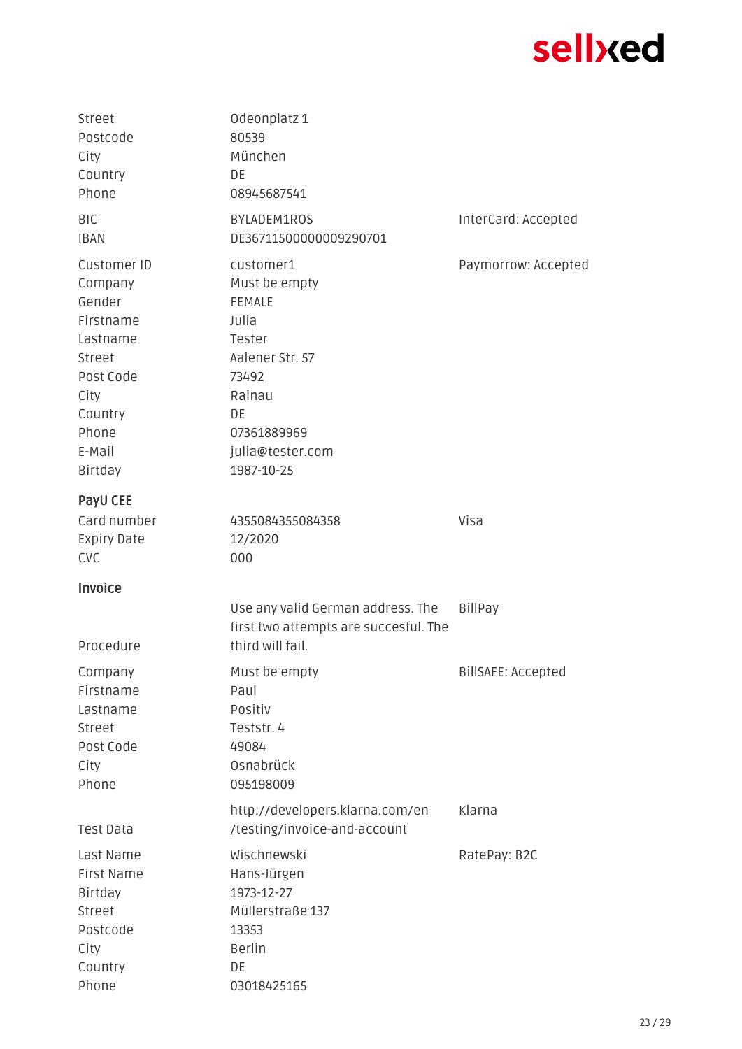| | | |
|---|---|---|
| Street | Odeonplatz 1 | |
| Postcode | 80539 | |
| City | München | |
| Country | DE | |
| Phone | 08945687541 | |
| BIC | BYLADEM1ROS | InterCard: Accepted |
| IBAN | DE36711500000009290701 | |
| Customer ID | customer1 | Paymorrow: Accepted |
| Company | Must be empty | |
| Gender | FEMALE | |
| Firstname | Julia | |
| Lastname | Tester | |
| Street | Aalener Str. 57 | |
| Post Code | 73492 | |
| City | Rainau | |
| Country | DE | |
| Phone | 07361889969 | |
| E-Mail | julia@tester.com | |
| Birtday | 1987-10-25 | |

**PayU CEE**

| | | |
|---|---|---|
| Card number | 4355084355084358 | Visa |
| Expiry Date | 12/2020 | |
| CVC | 000 | |

**Invoice**

| | | |
|---|---|---|
| Procedure | Use any valid German address. The first two attempts are succesful. The third will fail. | BillPay |
| Company | Must be empty | BillSAFE: Accepted |
| Firstname | Paul | |
| Lastname | Positiv | |
| Street | Teststr. 4 | |
| Post Code | 49084 | |
| City | Osnabrück | |
| Phone | 095198009 | |
| Test Data | http://developers.klarna.com/en/testing/invoice-and-account | Klarna |
| Last Name | Wischnewski | RatePay: B2C |
| First Name | Hans-Jürgen | |
| Birtday | 1973-12-27 | |
| Street | Müllerstraße 137 | |
| Postcode | 13353 | |
| City | Berlin | |
| Country | DE | |
| Phone | 03018425165 | |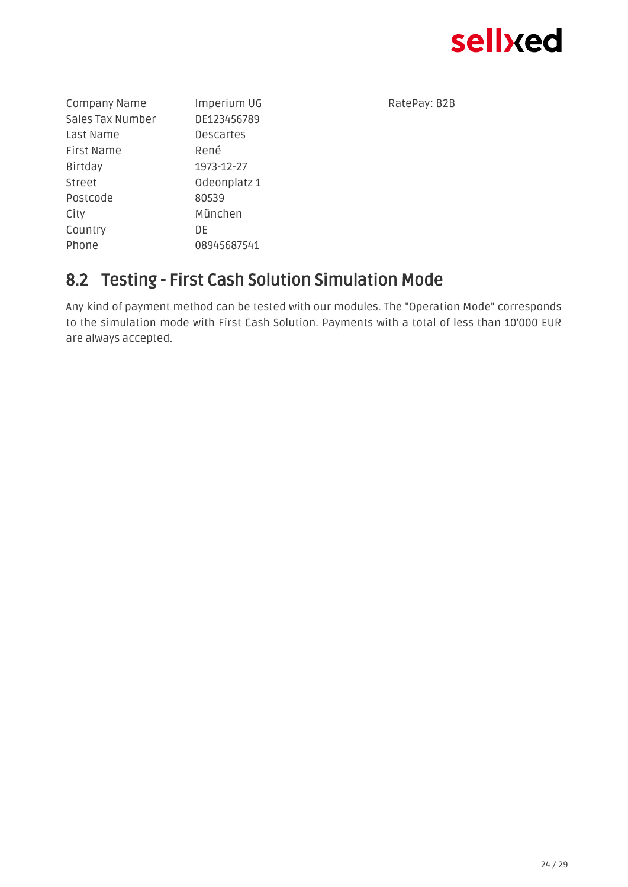| | | |
|---|---|---|
| Company Name | Imperium UG | RatePay: B2B |
| Sales Tax Number | DE123456789 | |
| Last Name | Descartes | |
| First Name | René | |
| Birtday | 1973-12-27 | |
| Street | Odeonplatz 1 | |
| Postcode | 80539 | |
| City | München | |
| Country | DE | |
| Phone | 08945687541 | |

## 8.2 Testing - First Cash Solution Simulation Mode

Any kind of payment method can be tested with our modules. The "Operation Mode" corresponds to the simulation mode with First Cash Solution. Payments with a total of less than 10'000 EUR are always accepted.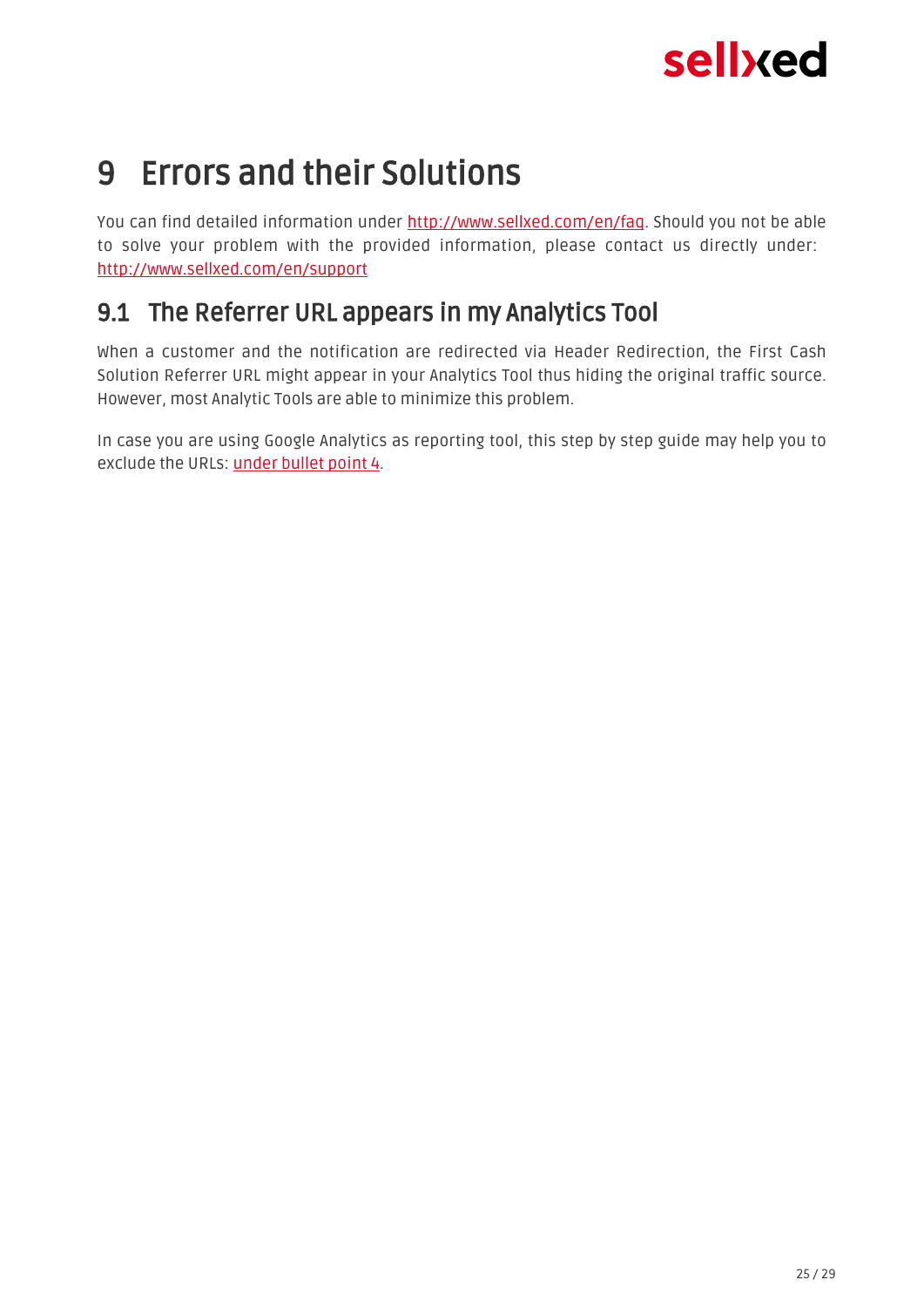# 9 Errors and their Solutions

You can find detailed information under http://www.sellxed.com/en/faq. Should you not be able to solve your problem with the provided information, please contact us directly under: http://www.sellxed.com/en/support

## 9.1 The Referrer URL appears in my Analytics Tool

When a customer and the notification are redirected via Header Redirection, the First Cash Solution Referrer URL might appear in your Analytics Tool thus hiding the original traffic source. However, most Analytic Tools are able to minimize this problem.

In case you are using Google Analytics as reporting tool, this step by step guide may help you to exclude the URLs: under bullet point 4.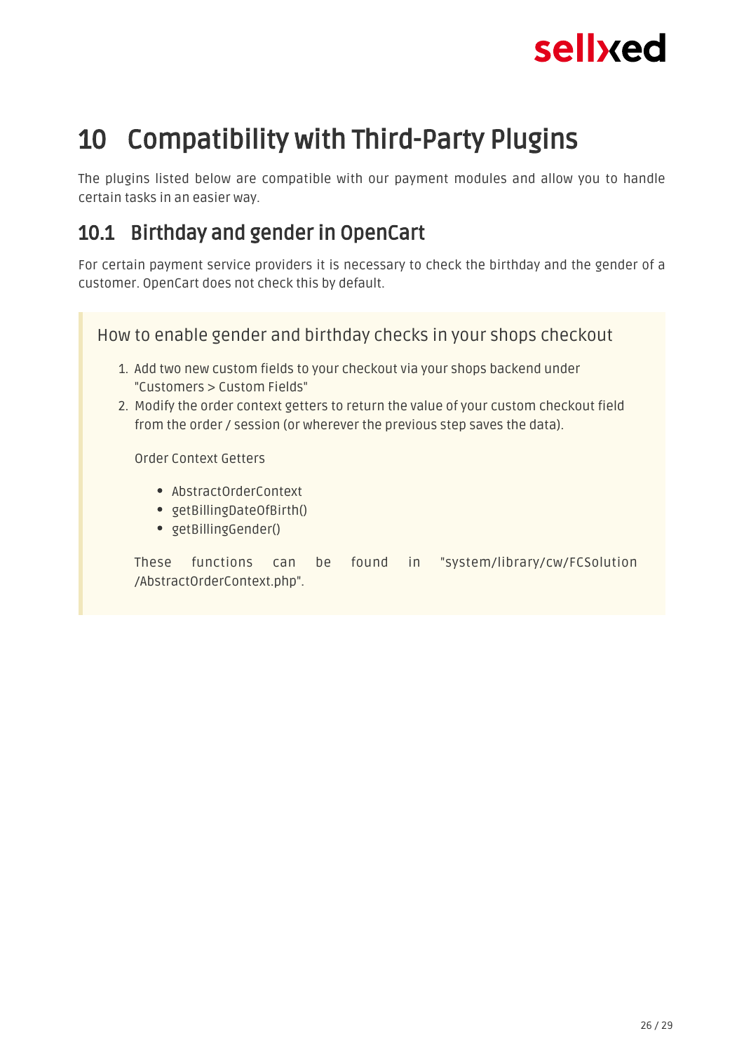# 10 Compatibility with Third-Party Plugins

The plugins listed below are compatible with our payment modules and allow you to handle certain tasks in an easier way.

## 10.1 Birthday and gender in OpenCart

For certain payment service providers it is necessary to check the birthday and the gender of a customer. OpenCart does not check this by default.

> How to enable gender and birthday checks in your shops checkout
>
> 1. Add two new custom fields to your checkout via your shops backend under "Customers > Custom Fields"
> 2. Modify the order context getters to return the value of your custom checkout field from the order / session (or wherever the previous step saves the data).
>
>    Order Context Getters
>
>    - AbstractOrderContext
>    - getBillingDateOfBirth()
>    - getBillingGender()
>
>    These functions can be found in "system/library/cw/FCSolution/AbstractOrderContext.php".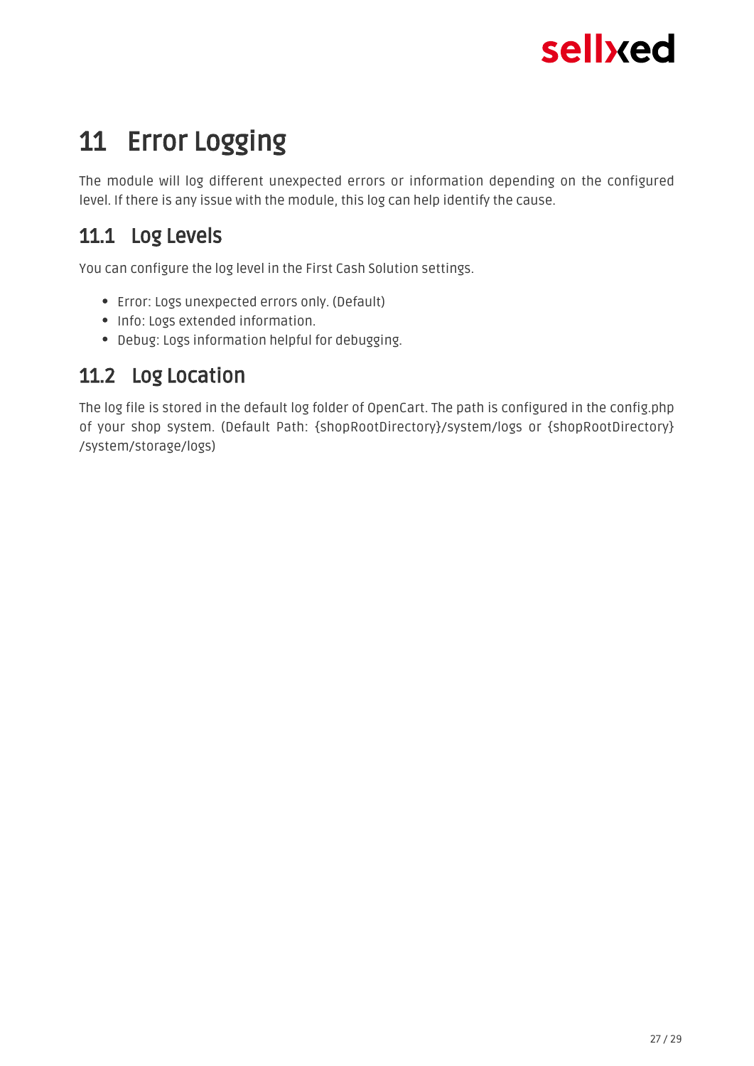# 11 Error Logging

The module will log different unexpected errors or information depending on the configured level. If there is any issue with the module, this log can help identify the cause.

## 11.1 Log Levels

You can configure the log level in the First Cash Solution settings.

- Error: Logs unexpected errors only. (Default)
- Info: Logs extended information.
- Debug: Logs information helpful for debugging.

## 11.2 Log Location

The log file is stored in the default log folder of OpenCart. The path is configured in the config.php of your shop system. (Default Path: {shopRootDirectory}/system/logs or {shopRootDirectory}/system/storage/logs)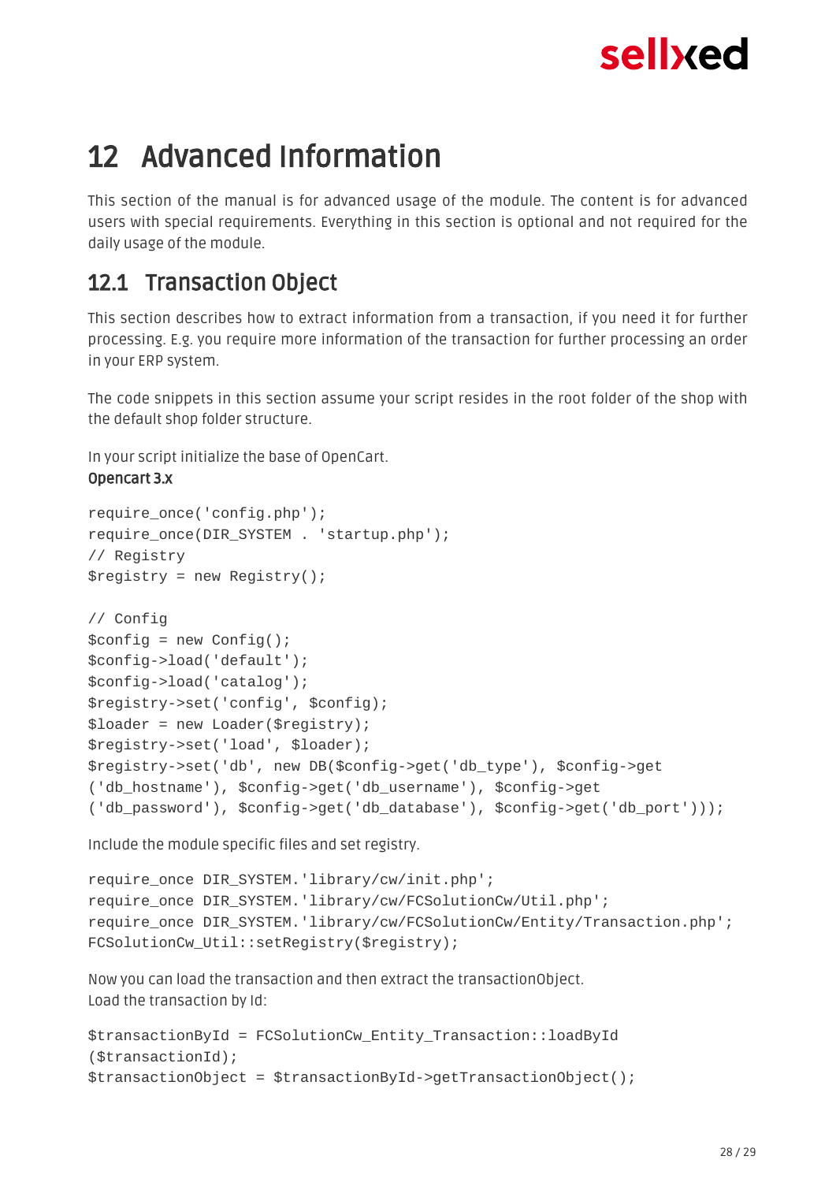# 12 Advanced Information

This section of the manual is for advanced usage of the module. The content is for advanced users with special requirements. Everything in this section is optional and not required for the daily usage of the module.

## 12.1 Transaction Object

This section describes how to extract information from a transaction, if you need it for further processing. E.g. you require more information of the transaction for further processing an order in your ERP system.

The code snippets in this section assume your script resides in the root folder of the shop with the default shop folder structure.

In your script initialize the base of OpenCart.

**Opencart 3.x**

```
require_once('config.php');
require_once(DIR_SYSTEM . 'startup.php');
// Registry
$registry = new Registry();

// Config
$config = new Config();
$config->load('default');
$config->load('catalog');
$registry->set('config', $config);
$loader = new Loader($registry);
$registry->set('load', $loader);
$registry->set('db', new DB($config->get('db_type'), $config->get
('db_hostname'), $config->get('db_username'), $config->get
('db_password'), $config->get('db_database'), $config->get('db_port')));
```

Include the module specific files and set registry.

```
require_once DIR_SYSTEM.'library/cw/init.php';
require_once DIR_SYSTEM.'library/cw/FCSolutionCw/Util.php';
require_once DIR_SYSTEM.'library/cw/FCSolutionCw/Entity/Transaction.php';
FCSolutionCw_Util::setRegistry($registry);
```

Now you can load the transaction and then extract the transactionObject.
Load the transaction by Id:

```
$transactionById = FCSolutionCw_Entity_Transaction::loadById
($transactionId);
$transactionObject = $transactionById->getTransactionObject();
```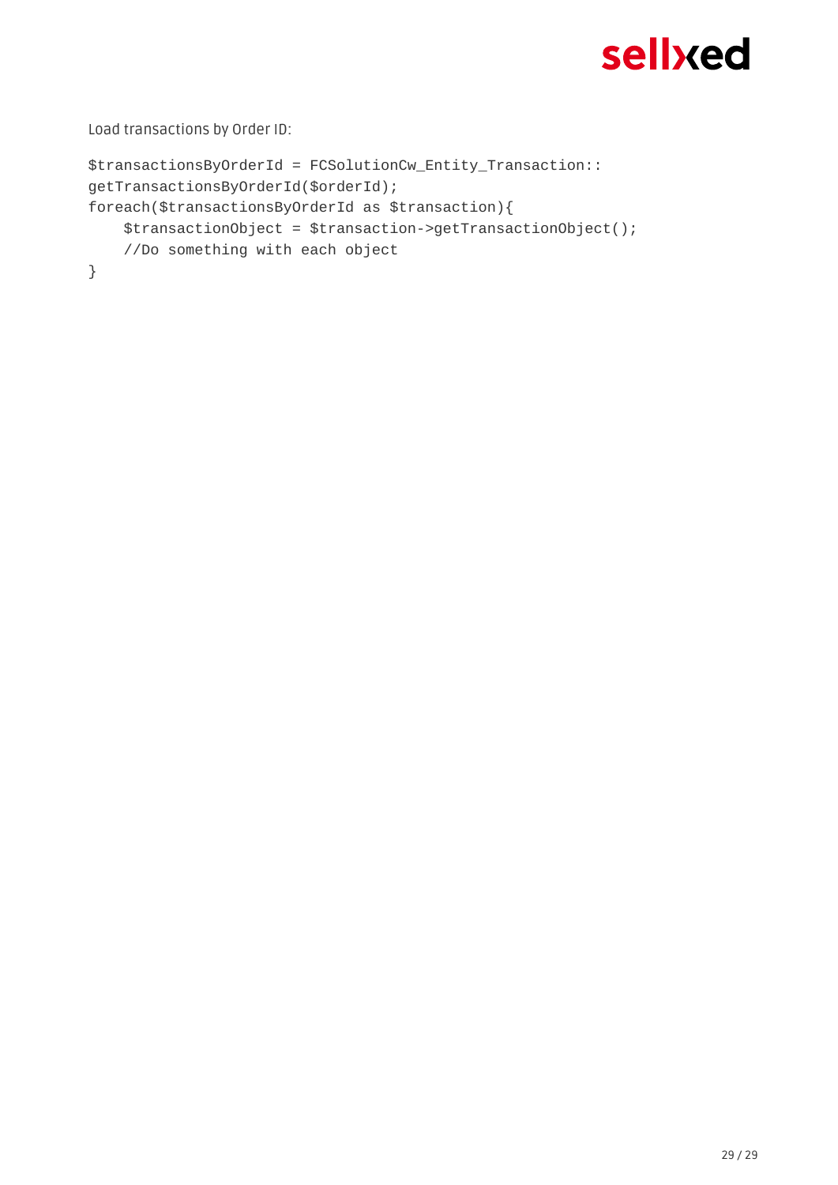Load transactions by Order ID:

```
$transactionsByOrderId = FCSolutionCw_Entity_Transaction::
getTransactionsByOrderId($orderId);
foreach($transactionsByOrderId as $transaction){
    $transactionObject = $transaction->getTransactionObject();
    //Do something with each object
}
```